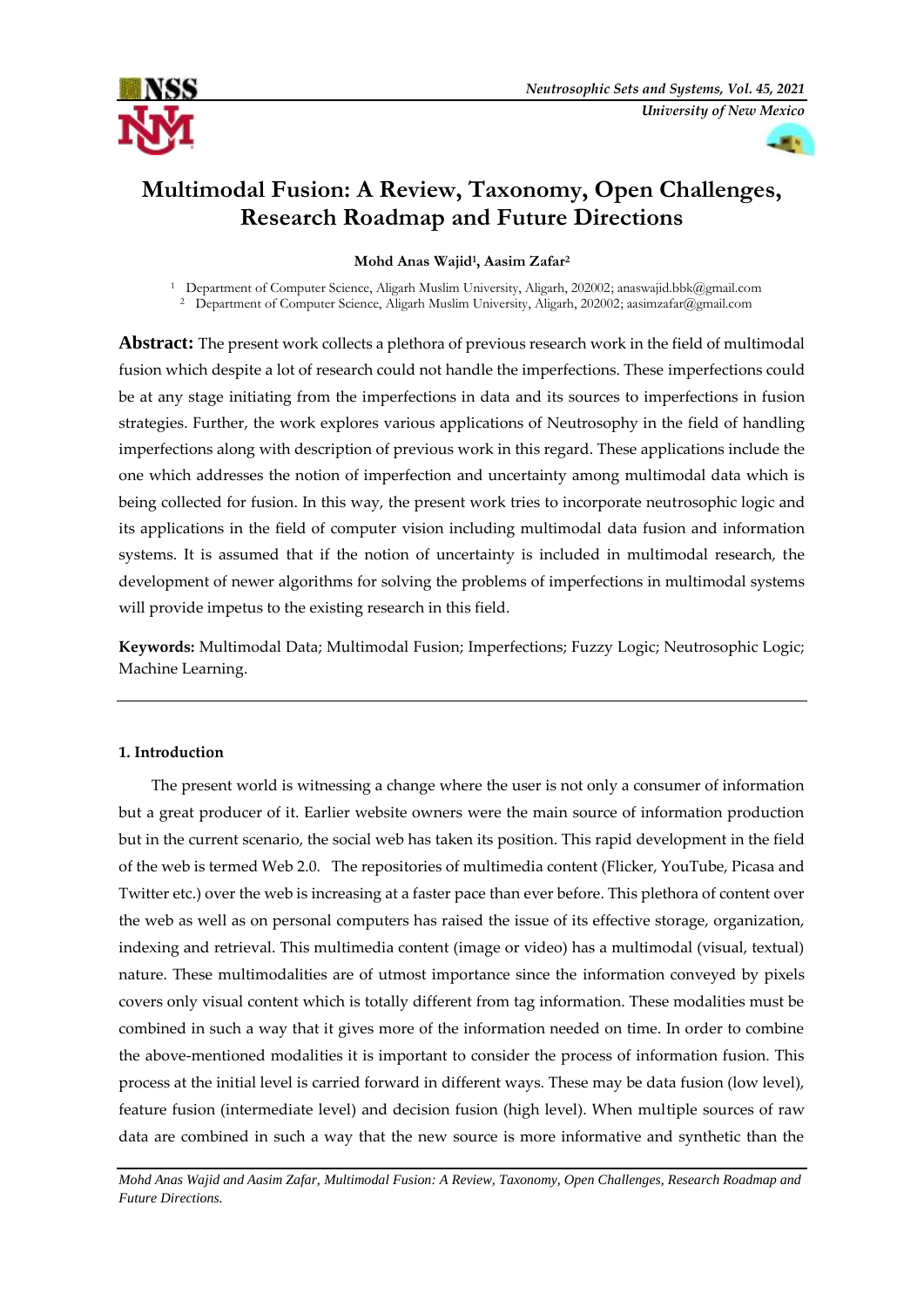# Multimodal Fusion: A Review, Taxonomy, Open Challenges, Research Roadmap and Future Directions

**Mohd Anas Wajid[1], Aasim Zafar[2]**

[1] Department of Computer Science, Aligarh Muslim University, Aligarh, 202002; anaswajid.bbk@gmail.com
[2] Department of Computer Science, Aligarh Muslim University, Aligarh, 202002; aasimzafar@gmail.com

**Abstract:** The present work collects a plethora of previous research work in the field of multimodal fusion which despite a lot of research could not handle the imperfections. These imperfections could be at any stage initiating from the imperfections in data and its sources to imperfections in fusion strategies. Further, the work explores various applications of Neutrosophy in the field of handling imperfections along with description of previous work in this regard. These applications include the one which addresses the notion of imperfection and uncertainty among multimodal data which is being collected for fusion. In this way, the present work tries to incorporate neutrosophic logic and its applications in the field of computer vision including multimodal data fusion and information systems. It is assumed that if the notion of uncertainty is included in multimodal research, the development of newer algorithms for solving the problems of imperfections in multimodal systems will provide impetus to the existing research in this field.

**Keywords:** Multimodal Data; Multimodal Fusion; Imperfections; Fuzzy Logic; Neutrosophic Logic; Machine Learning.

## 1. Introduction

The present world is witnessing a change where the user is not only a consumer of information but a great producer of it. Earlier website owners were the main source of information production but in the current scenario, the social web has taken its position. This rapid development in the field of the web is termed Web 2.0. The repositories of multimedia content (Flicker, YouTube, Picasa and Twitter etc.) over the web is increasing at a faster pace than ever before. This plethora of content over the web as well as on personal computers has raised the issue of its effective storage, organization, indexing and retrieval. This multimedia content (image or video) has a multimodal (visual, textual) nature. These multimodalities are of utmost importance since the information conveyed by pixels covers only visual content which is totally different from tag information. These modalities must be combined in such a way that it gives more of the information needed on time. In order to combine the above-mentioned modalities it is important to consider the process of information fusion. This process at the initial level is carried forward in different ways. These may be data fusion (low level), feature fusion (intermediate level) and decision fusion (high level). When multiple sources of raw data are combined in such a way that the new source is more informative and synthetic than the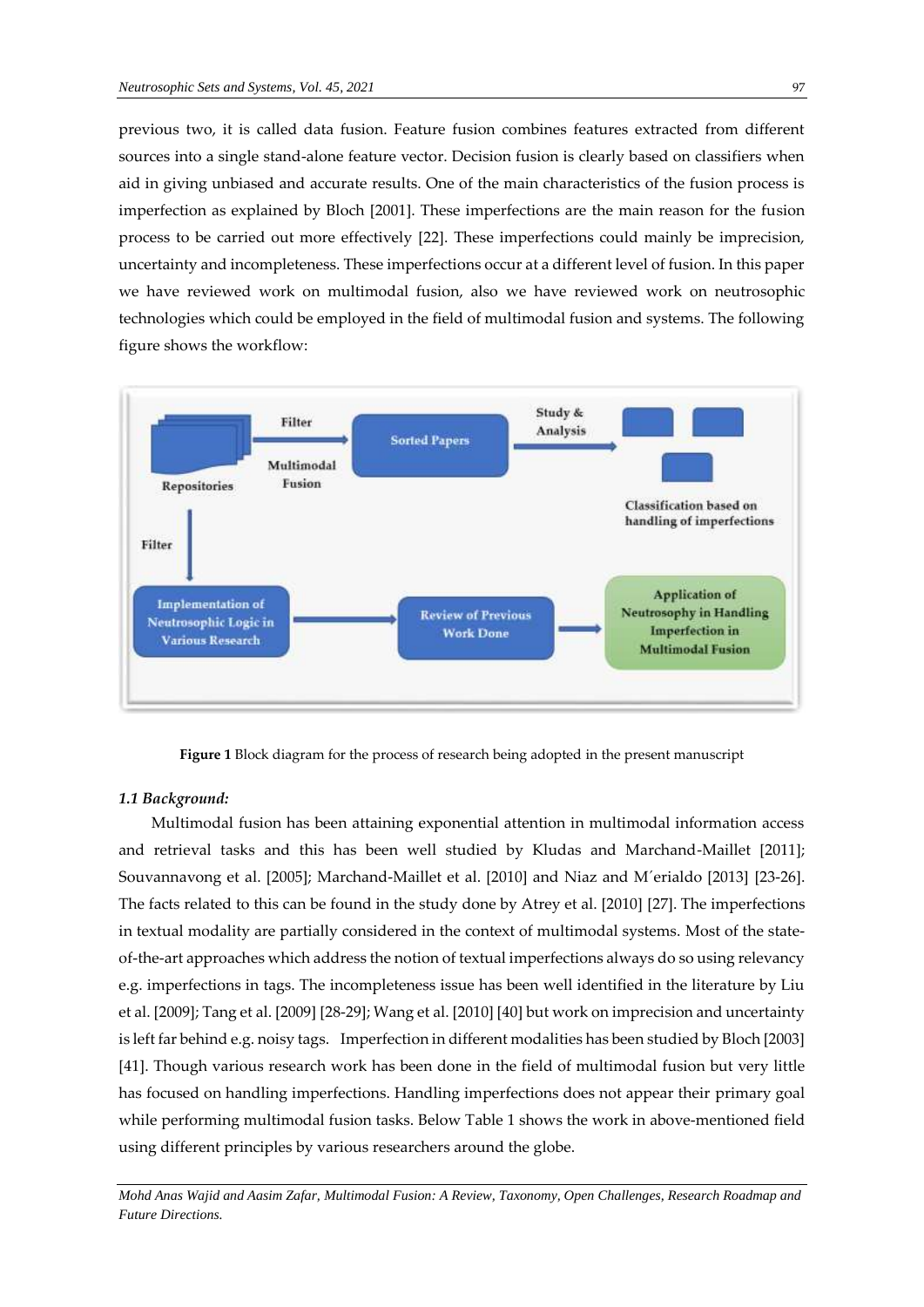previous two, it is called data fusion. Feature fusion combines features extracted from different sources into a single stand-alone feature vector. Decision fusion is clearly based on classifiers when aid in giving unbiased and accurate results. One of the main characteristics of the fusion process is imperfection as explained by Bloch [2001]. These imperfections are the main reason for the fusion process to be carried out more effectively [22]. These imperfections could mainly be imprecision, uncertainty and incompleteness. These imperfections occur at a different level of fusion. In this paper we have reviewed work on multimodal fusion, also we have reviewed work on neutrosophic technologies which could be employed in the field of multimodal fusion and systems. The following figure shows the workflow:

**Figure 1** Block diagram for the process of research being adopted in the present manuscript

### *1.1 Background:*

Multimodal fusion has been attaining exponential attention in multimodal information access and retrieval tasks and this has been well studied by Kludas and Marchand-Maillet [2011]; Souvannavong et al. [2005]; Marchand-Maillet et al. [2010] and Niaz and M´erialdo [2013] [23-26]. The facts related to this can be found in the study done by Atrey et al. [2010] [27]. The imperfections in textual modality are partially considered in the context of multimodal systems. Most of the state-of-the-art approaches which address the notion of textual imperfections always do so using relevancy e.g. imperfections in tags. The incompleteness issue has been well identified in the literature by Liu et al. [2009]; Tang et al. [2009] [28-29]; Wang et al. [2010] [40] but work on imprecision and uncertainty is left far behind e.g. noisy tags. Imperfection in different modalities has been studied by Bloch [2003] [41]. Though various research work has been done in the field of multimodal fusion but very little has focused on handling imperfections. Handling imperfections does not appear their primary goal while performing multimodal fusion tasks. Below Table 1 shows the work in above-mentioned field using different principles by various researchers around the globe.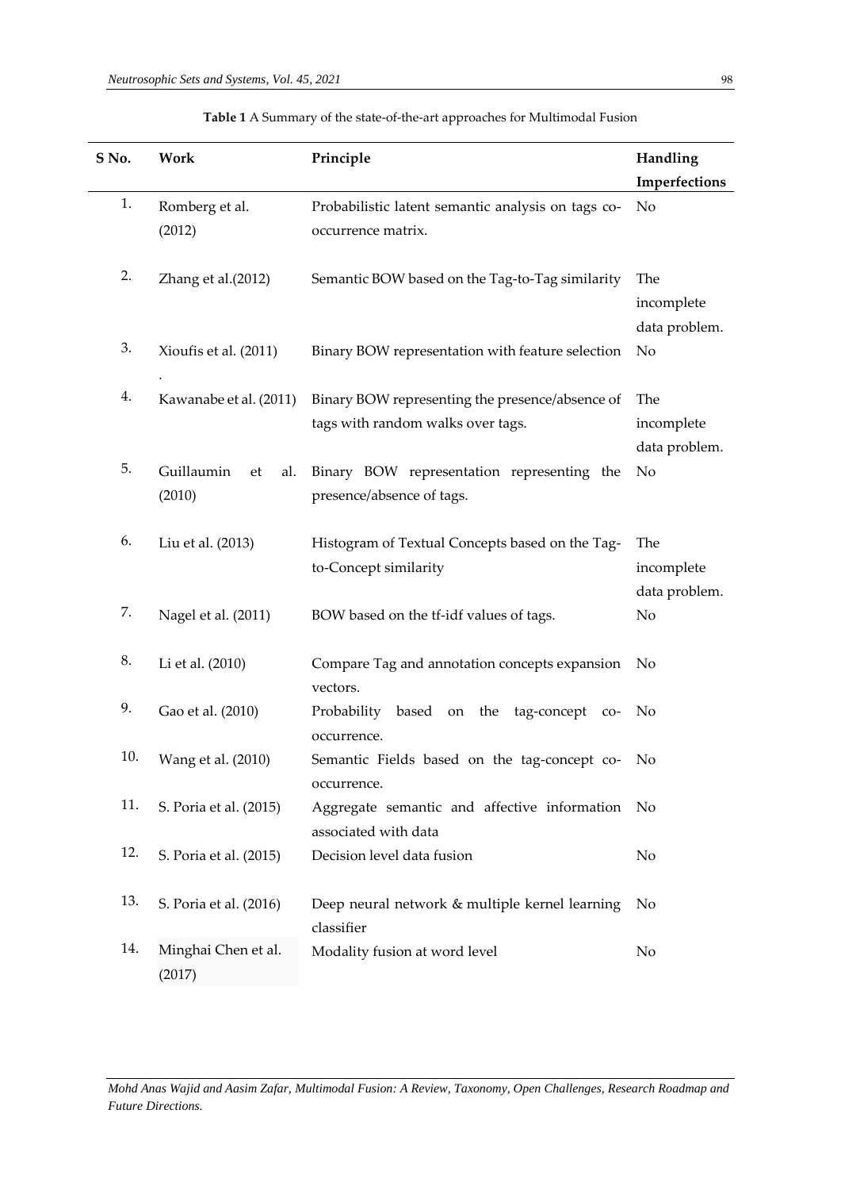**Table 1** A Summary of the state-of-the-art approaches for Multimodal Fusion

| S No. | Work | Principle | Handling Imperfections |
|---|---|---|---|
| 1. | Romberg et al. (2012) | Probabilistic latent semantic analysis on tags co-occurrence matrix. | No |
| 2. | Zhang et al.(2012) | Semantic BOW based on the Tag-to-Tag similarity | The incomplete data problem. |
| 3. | Xioufis et al. (2011) . | Binary BOW representation with feature selection | No |
| 4. | Kawanabe et al. (2011) | Binary BOW representing the presence/absence of tags with random walks over tags. | The incomplete data problem. |
| 5. | Guillaumin et al. (2010) | Binary BOW representation representing the presence/absence of tags. | No |
| 6. | Liu et al. (2013) | Histogram of Textual Concepts based on the Tag-to-Concept similarity | The incomplete data problem. |
| 7. | Nagel et al. (2011) | BOW based on the tf-idf values of tags. | No |
| 8. | Li et al. (2010) | Compare Tag and annotation concepts expansion vectors. | No |
| 9. | Gao et al. (2010) | Probability based on the tag-concept co-occurrence. | No |
| 10. | Wang et al. (2010) | Semantic Fields based on the tag-concept co-occurrence. | No |
| 11. | S. Poria et al. (2015) | Aggregate semantic and affective information associated with data | No |
| 12. | S. Poria et al. (2015) | Decision level data fusion | No |
| 13. | S. Poria et al. (2016) | Deep neural network & multiple kernel learning classifier | No |
| 14. | Minghai Chen et al. (2017) | Modality fusion at word level | No |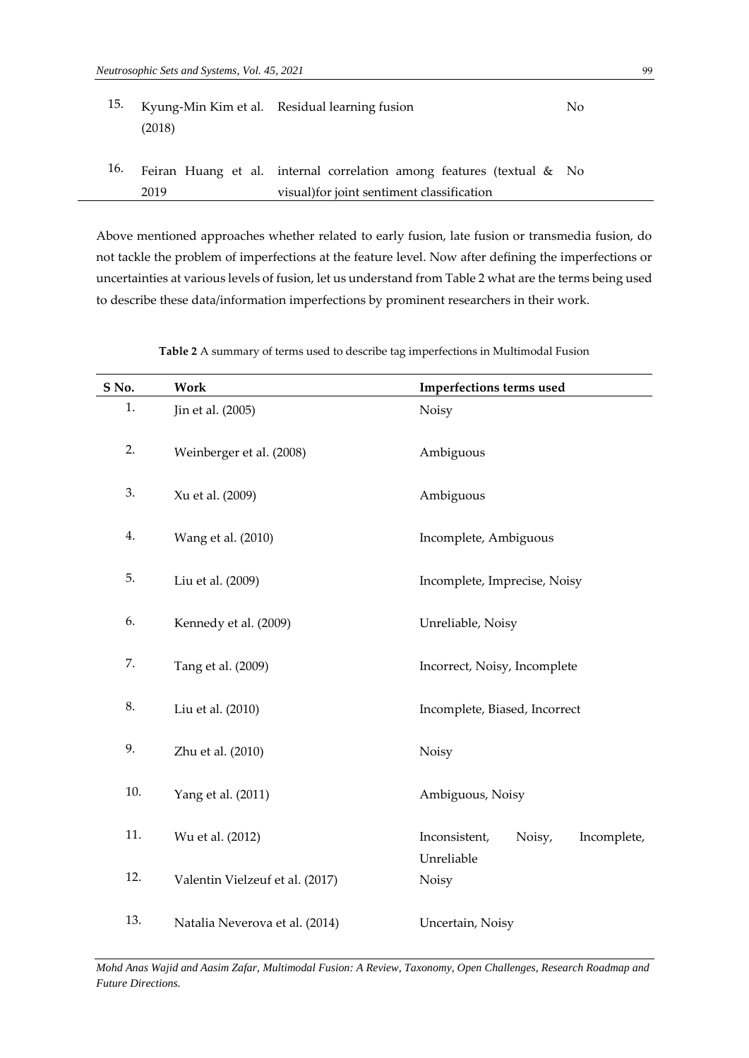| | | | |
|---|---|---|---|
| 15. | Kyung-Min Kim et al. (2018) | Residual learning fusion | No |
| 16. | Feiran Huang et al. 2019 | internal correlation among features (textual & visual)for joint sentiment classification | No |

Above mentioned approaches whether related to early fusion, late fusion or transmedia fusion, do not tackle the problem of imperfections at the feature level. Now after defining the imperfections or uncertainties at various levels of fusion, let us understand from Table 2 what are the terms being used to describe these data/information imperfections by prominent researchers in their work.

**Table 2** A summary of terms used to describe tag imperfections in Multimodal Fusion

| S No. | Work | Imperfections terms used |
|---|---|---|
| 1. | Jin et al. (2005) | Noisy |
| 2. | Weinberger et al. (2008) | Ambiguous |
| 3. | Xu et al. (2009) | Ambiguous |
| 4. | Wang et al. (2010) | Incomplete, Ambiguous |
| 5. | Liu et al. (2009) | Incomplete, Imprecise, Noisy |
| 6. | Kennedy et al. (2009) | Unreliable, Noisy |
| 7. | Tang et al. (2009) | Incorrect, Noisy, Incomplete |
| 8. | Liu et al. (2010) | Incomplete, Biased, Incorrect |
| 9. | Zhu et al. (2010) | Noisy |
| 10. | Yang et al. (2011) | Ambiguous, Noisy |
| 11. | Wu et al. (2012) | Inconsistent, Noisy, Incomplete, Unreliable |
| 12. | Valentin Vielzeuf et al. (2017) | Noisy |
| 13. | Natalia Neverova et al. (2014) | Uncertain, Noisy |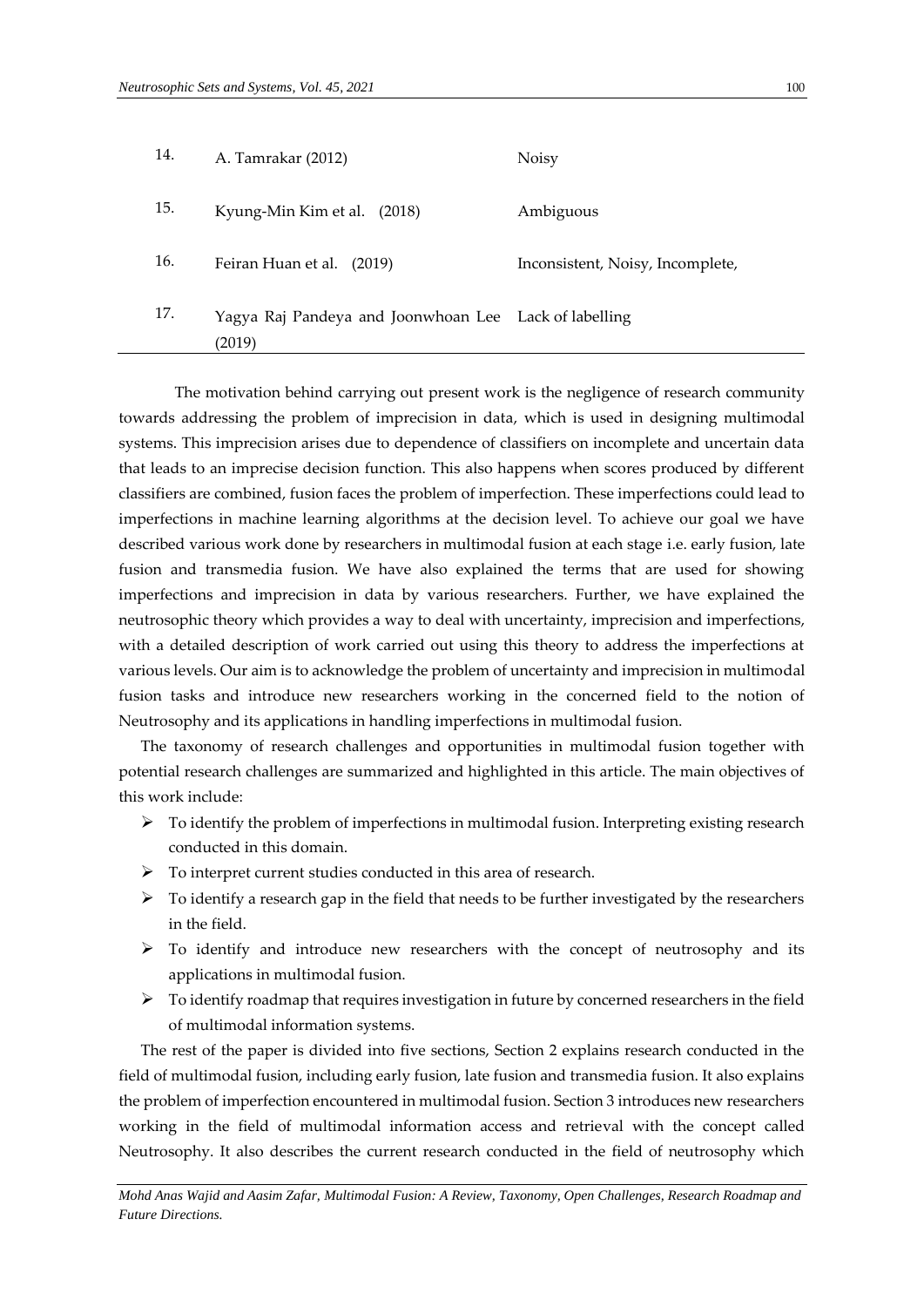| | | |
|---|---|---|
| 14. | A. Tamrakar (2012) | Noisy |
| 15. | Kyung-Min Kim et al. (2018) | Ambiguous |
| 16. | Feiran Huan et al. (2019) | Inconsistent, Noisy, Incomplete, |
| 17. | Yagya Raj Pandeya and Joonwhoan Lee (2019) | Lack of labelling |

The motivation behind carrying out present work is the negligence of research community towards addressing the problem of imprecision in data, which is used in designing multimodal systems. This imprecision arises due to dependence of classifiers on incomplete and uncertain data that leads to an imprecise decision function. This also happens when scores produced by different classifiers are combined, fusion faces the problem of imperfection. These imperfections could lead to imperfections in machine learning algorithms at the decision level. To achieve our goal we have described various work done by researchers in multimodal fusion at each stage i.e. early fusion, late fusion and transmedia fusion. We have also explained the terms that are used for showing imperfections and imprecision in data by various researchers. Further, we have explained the neutrosophic theory which provides a way to deal with uncertainty, imprecision and imperfections, with a detailed description of work carried out using this theory to address the imperfections at various levels. Our aim is to acknowledge the problem of uncertainty and imprecision in multimodal fusion tasks and introduce new researchers working in the concerned field to the notion of Neutrosophy and its applications in handling imperfections in multimodal fusion.

The taxonomy of research challenges and opportunities in multimodal fusion together with potential research challenges are summarized and highlighted in this article. The main objectives of this work include:

- To identify the problem of imperfections in multimodal fusion. Interpreting existing research conducted in this domain.
- To interpret current studies conducted in this area of research.
- To identify a research gap in the field that needs to be further investigated by the researchers in the field.
- To identify and introduce new researchers with the concept of neutrosophy and its applications in multimodal fusion.
- To identify roadmap that requires investigation in future by concerned researchers in the field of multimodal information systems.

The rest of the paper is divided into five sections, Section 2 explains research conducted in the field of multimodal fusion, including early fusion, late fusion and transmedia fusion. It also explains the problem of imperfection encountered in multimodal fusion. Section 3 introduces new researchers working in the field of multimodal information access and retrieval with the concept called Neutrosophy. It also describes the current research conducted in the field of neutrosophy which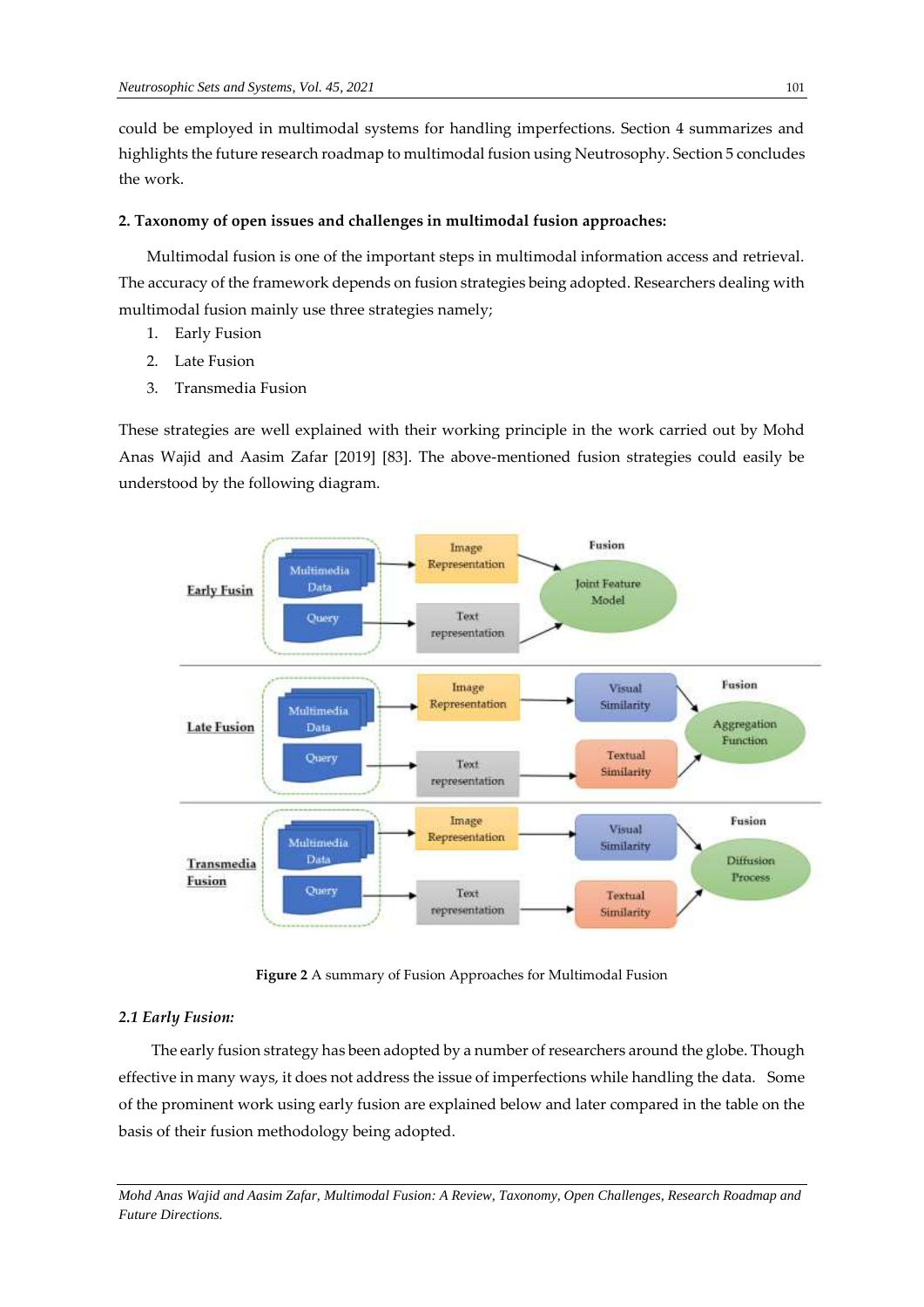could be employed in multimodal systems for handling imperfections. Section 4 summarizes and highlights the future research roadmap to multimodal fusion using Neutrosophy. Section 5 concludes the work.

## 2. Taxonomy of open issues and challenges in multimodal fusion approaches:

Multimodal fusion is one of the important steps in multimodal information access and retrieval. The accuracy of the framework depends on fusion strategies being adopted. Researchers dealing with multimodal fusion mainly use three strategies namely;

1. Early Fusion
2. Late Fusion
3. Transmedia Fusion

These strategies are well explained with their working principle in the work carried out by Mohd Anas Wajid and Aasim Zafar [2019] [83]. The above-mentioned fusion strategies could easily be understood by the following diagram.

**Figure 2** A summary of Fusion Approaches for Multimodal Fusion

### *2.1 Early Fusion:*

The early fusion strategy has been adopted by a number of researchers around the globe. Though effective in many ways, it does not address the issue of imperfections while handling the data. Some of the prominent work using early fusion are explained below and later compared in the table on the basis of their fusion methodology being adopted.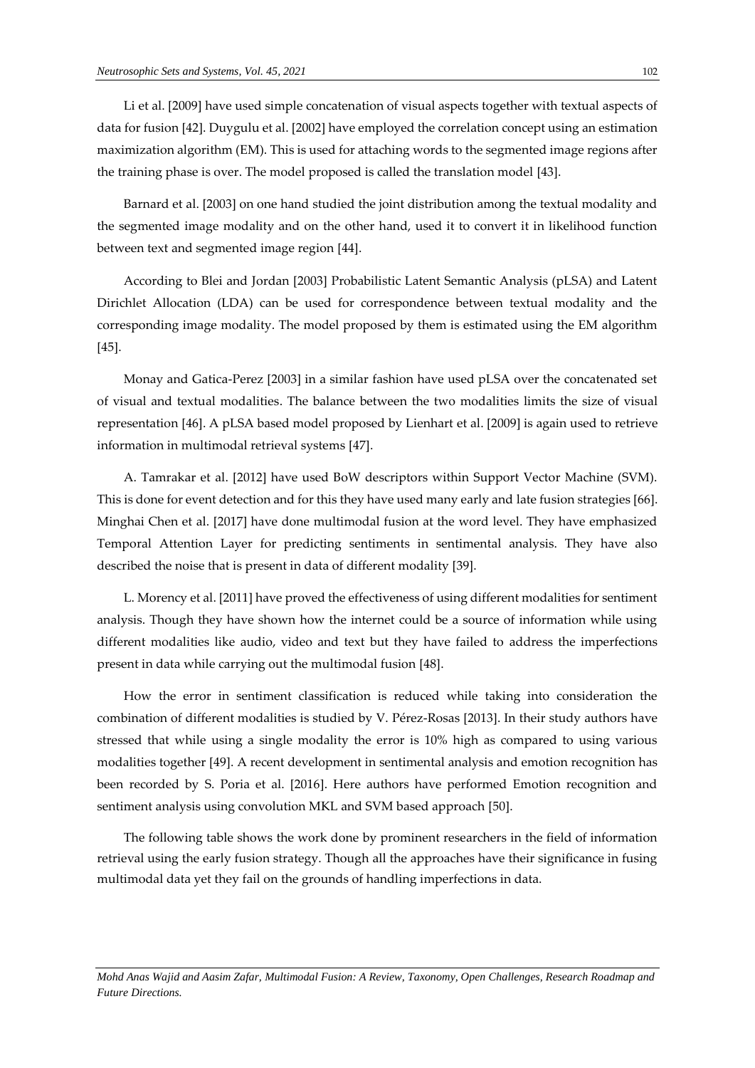Li et al. [2009] have used simple concatenation of visual aspects together with textual aspects of data for fusion [42]. Duygulu et al. [2002] have employed the correlation concept using an estimation maximization algorithm (EM). This is used for attaching words to the segmented image regions after the training phase is over. The model proposed is called the translation model [43].

Barnard et al. [2003] on one hand studied the joint distribution among the textual modality and the segmented image modality and on the other hand, used it to convert it in likelihood function between text and segmented image region [44].

According to Blei and Jordan [2003] Probabilistic Latent Semantic Analysis (pLSA) and Latent Dirichlet Allocation (LDA) can be used for correspondence between textual modality and the corresponding image modality. The model proposed by them is estimated using the EM algorithm [45].

Monay and Gatica-Perez [2003] in a similar fashion have used pLSA over the concatenated set of visual and textual modalities. The balance between the two modalities limits the size of visual representation [46]. A pLSA based model proposed by Lienhart et al. [2009] is again used to retrieve information in multimodal retrieval systems [47].

A. Tamrakar et al. [2012] have used BoW descriptors within Support Vector Machine (SVM). This is done for event detection and for this they have used many early and late fusion strategies [66]. Minghai Chen et al. [2017] have done multimodal fusion at the word level. They have emphasized Temporal Attention Layer for predicting sentiments in sentimental analysis. They have also described the noise that is present in data of different modality [39].

L. Morency et al. [2011] have proved the effectiveness of using different modalities for sentiment analysis. Though they have shown how the internet could be a source of information while using different modalities like audio, video and text but they have failed to address the imperfections present in data while carrying out the multimodal fusion [48].

How the error in sentiment classification is reduced while taking into consideration the combination of different modalities is studied by V. Pérez-Rosas [2013]. In their study authors have stressed that while using a single modality the error is 10% high as compared to using various modalities together [49]. A recent development in sentimental analysis and emotion recognition has been recorded by S. Poria et al. [2016]. Here authors have performed Emotion recognition and sentiment analysis using convolution MKL and SVM based approach [50].

The following table shows the work done by prominent researchers in the field of information retrieval using the early fusion strategy. Though all the approaches have their significance in fusing multimodal data yet they fail on the grounds of handling imperfections in data.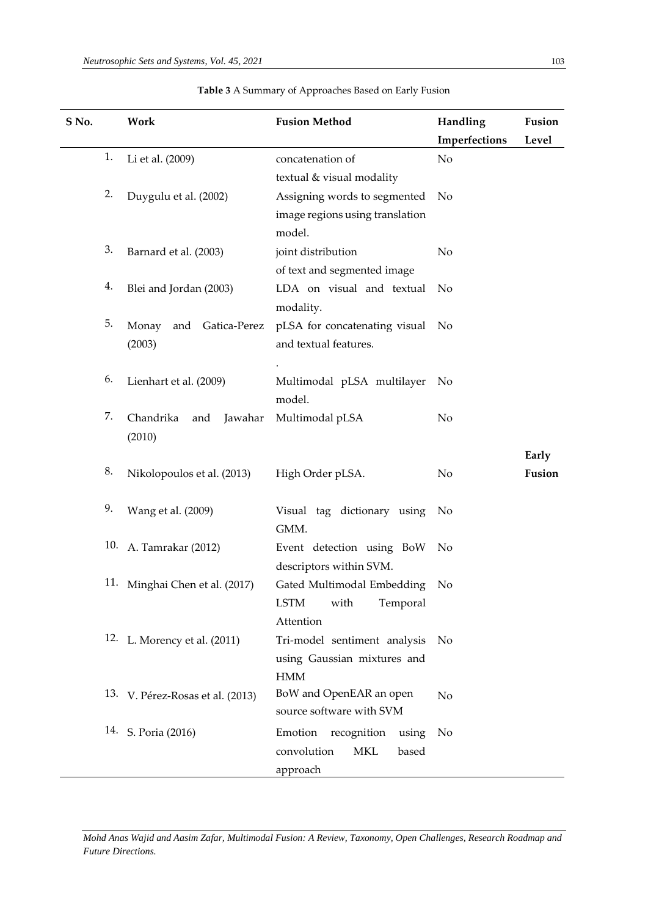**Table 3** A Summary of Approaches Based on Early Fusion

| S No. | Work | Fusion Method | Handling Imperfections | Fusion Level |
|---|---|---|---|---|
| 1. | Li et al. (2009) | concatenation of textual & visual modality | No | Early Fusion |
| 2. | Duygulu et al. (2002) | Assigning words to segmented image regions using translation model. | No | |
| 3. | Barnard et al. (2003) | joint distribution of text and segmented image | No | |
| 4. | Blei and Jordan (2003) | LDA on visual and textual modality. | No | |
| 5. | Monay and Gatica-Perez (2003) | pLSA for concatenating visual and textual features. . | No | |
| 6. | Lienhart et al. (2009) | Multimodal pLSA multilayer model. | No | |
| 7. | Chandrika and Jawahar (2010) | Multimodal pLSA | No | |
| 8. | Nikolopoulos et al. (2013) | High Order pLSA. | No | |
| 9. | Wang et al. (2009) | Visual tag dictionary using GMM. | No | |
| 10. | A. Tamrakar (2012) | Event detection using BoW descriptors within SVM. | No | |
| 11. | Minghai Chen et al. (2017) | Gated Multimodal Embedding LSTM with Temporal Attention | No | |
| 12. | L. Morency et al. (2011) | Tri-model sentiment analysis using Gaussian mixtures and HMM | No | |
| 13. | V. Pérez-Rosas et al. (2013) | BoW and OpenEAR an open source software with SVM | No | |
| 14. | S. Poria (2016) | Emotion recognition using convolution MKL based approach | No | |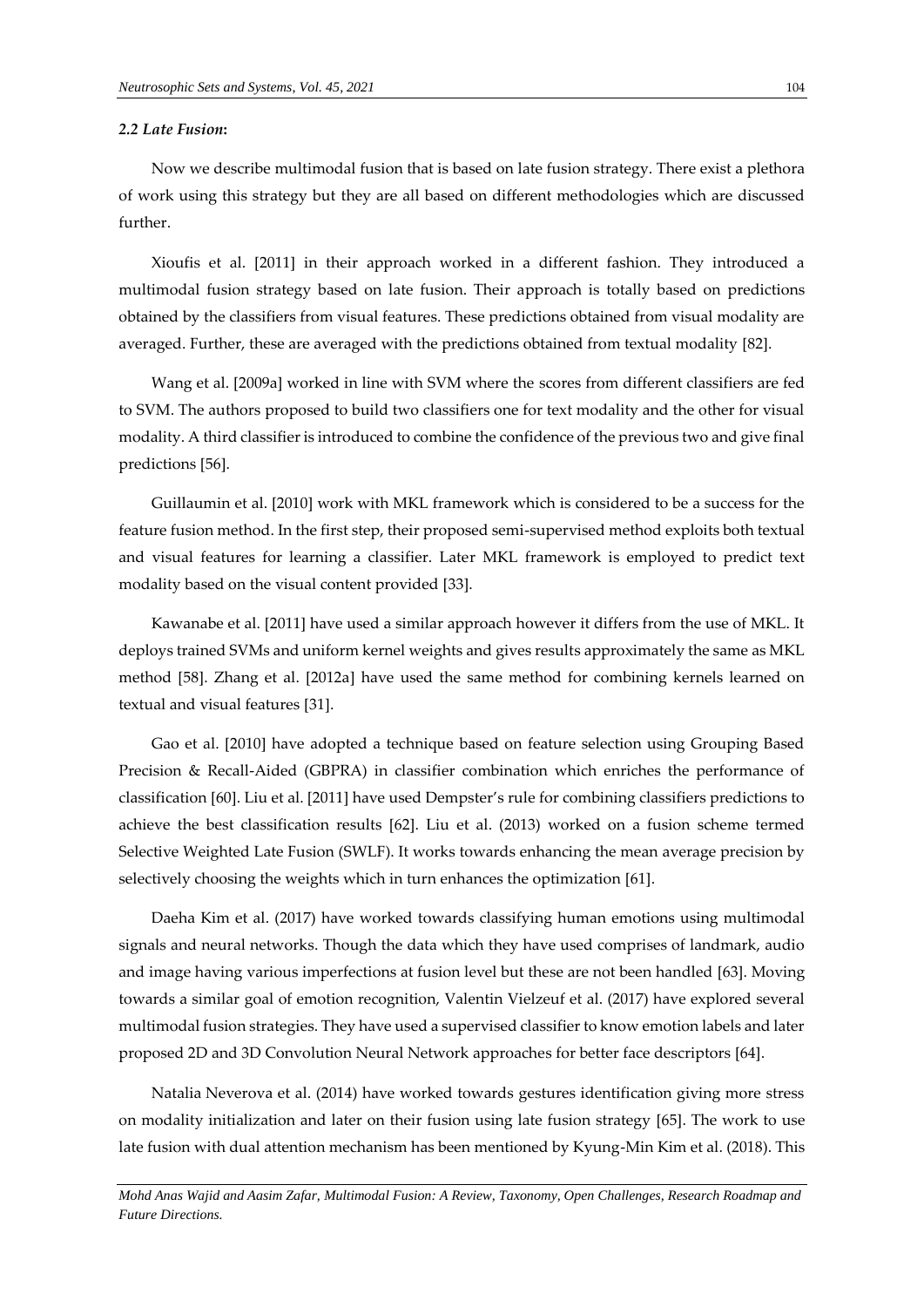### *2.2 Late Fusion***:**

Now we describe multimodal fusion that is based on late fusion strategy. There exist a plethora of work using this strategy but they are all based on different methodologies which are discussed further.

Xioufis et al. [2011] in their approach worked in a different fashion. They introduced a multimodal fusion strategy based on late fusion. Their approach is totally based on predictions obtained by the classifiers from visual features. These predictions obtained from visual modality are averaged. Further, these are averaged with the predictions obtained from textual modality [82].

Wang et al. [2009a] worked in line with SVM where the scores from different classifiers are fed to SVM. The authors proposed to build two classifiers one for text modality and the other for visual modality. A third classifier is introduced to combine the confidence of the previous two and give final predictions [56].

Guillaumin et al. [2010] work with MKL framework which is considered to be a success for the feature fusion method. In the first step, their proposed semi-supervised method exploits both textual and visual features for learning a classifier. Later MKL framework is employed to predict text modality based on the visual content provided [33].

Kawanabe et al. [2011] have used a similar approach however it differs from the use of MKL. It deploys trained SVMs and uniform kernel weights and gives results approximately the same as MKL method [58]. Zhang et al. [2012a] have used the same method for combining kernels learned on textual and visual features [31].

Gao et al. [2010] have adopted a technique based on feature selection using Grouping Based Precision & Recall-Aided (GBPRA) in classifier combination which enriches the performance of classification [60]. Liu et al. [2011] have used Dempster's rule for combining classifiers predictions to achieve the best classification results [62]. Liu et al. (2013) worked on a fusion scheme termed Selective Weighted Late Fusion (SWLF). It works towards enhancing the mean average precision by selectively choosing the weights which in turn enhances the optimization [61].

Daeha Kim et al. (2017) have worked towards classifying human emotions using multimodal signals and neural networks. Though the data which they have used comprises of landmark, audio and image having various imperfections at fusion level but these are not been handled [63]. Moving towards a similar goal of emotion recognition, Valentin Vielzeuf et al. (2017) have explored several multimodal fusion strategies. They have used a supervised classifier to know emotion labels and later proposed 2D and 3D Convolution Neural Network approaches for better face descriptors [64].

Natalia Neverova et al. (2014) have worked towards gestures identification giving more stress on modality initialization and later on their fusion using late fusion strategy [65]. The work to use late fusion with dual attention mechanism has been mentioned by Kyung-Min Kim et al. (2018). This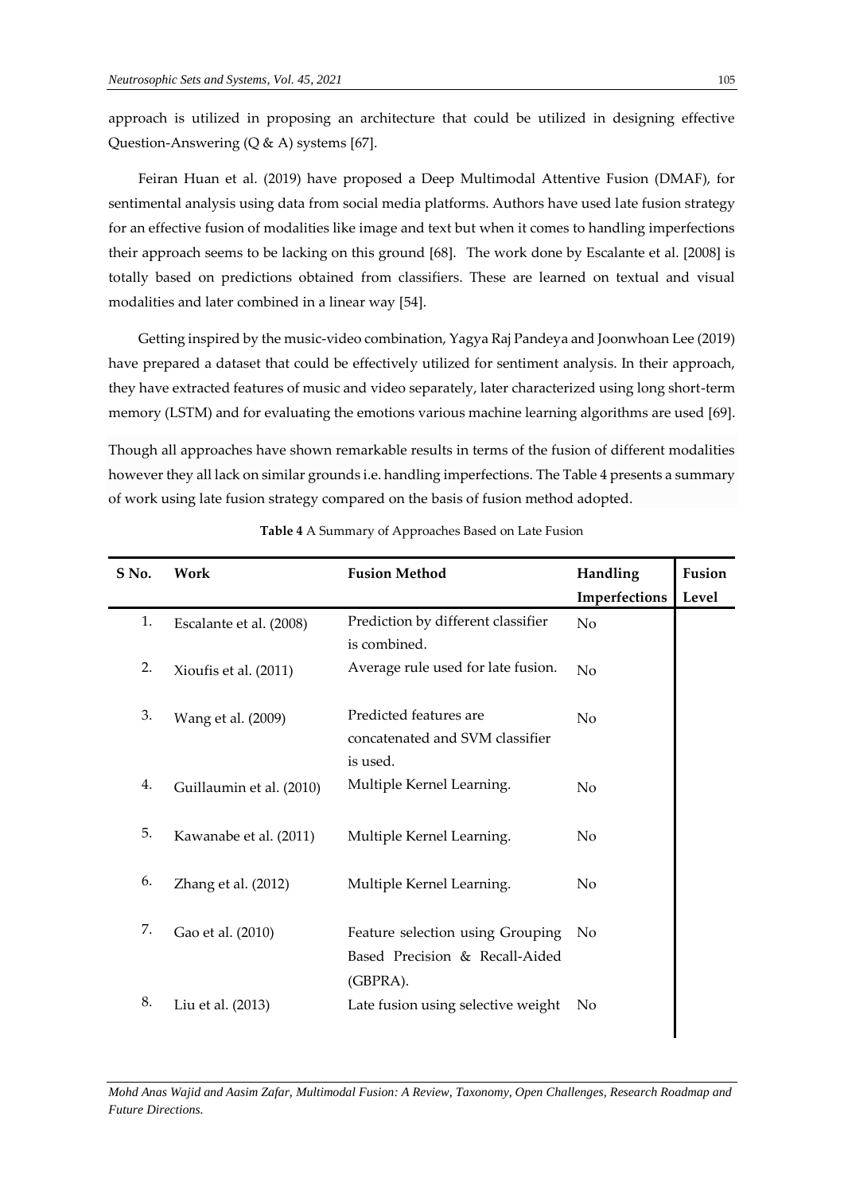approach is utilized in proposing an architecture that could be utilized in designing effective Question-Answering (Q & A) systems [67].

Feiran Huan et al. (2019) have proposed a Deep Multimodal Attentive Fusion (DMAF), for sentimental analysis using data from social media platforms. Authors have used late fusion strategy for an effective fusion of modalities like image and text but when it comes to handling imperfections their approach seems to be lacking on this ground [68]. The work done by Escalante et al. [2008] is totally based on predictions obtained from classifiers. These are learned on textual and visual modalities and later combined in a linear way [54].

Getting inspired by the music-video combination, Yagya Raj Pandeya and Joonwhoan Lee (2019) have prepared a dataset that could be effectively utilized for sentiment analysis. In their approach, they have extracted features of music and video separately, later characterized using long short-term memory (LSTM) and for evaluating the emotions various machine learning algorithms are used [69].

Though all approaches have shown remarkable results in terms of the fusion of different modalities however they all lack on similar grounds i.e. handling imperfections. The Table 4 presents a summary of work using late fusion strategy compared on the basis of fusion method adopted.

**Table 4** A Summary of Approaches Based on Late Fusion

| S No. | Work | Fusion Method | Handling Imperfections | Fusion Level |
|---|---|---|---|---|
| 1. | Escalante et al. (2008) | Prediction by different classifier is combined. | No | |
| 2. | Xioufis et al. (2011) | Average rule used for late fusion. | No | |
| 3. | Wang et al. (2009) | Predicted features are concatenated and SVM classifier is used. | No | |
| 4. | Guillaumin et al. (2010) | Multiple Kernel Learning. | No | |
| 5. | Kawanabe et al. (2011) | Multiple Kernel Learning. | No | |
| 6. | Zhang et al. (2012) | Multiple Kernel Learning. | No | |
| 7. | Gao et al. (2010) | Feature selection using Grouping Based Precision & Recall-Aided (GBPRA). | No | |
| 8. | Liu et al. (2013) | Late fusion using selective weight | No | |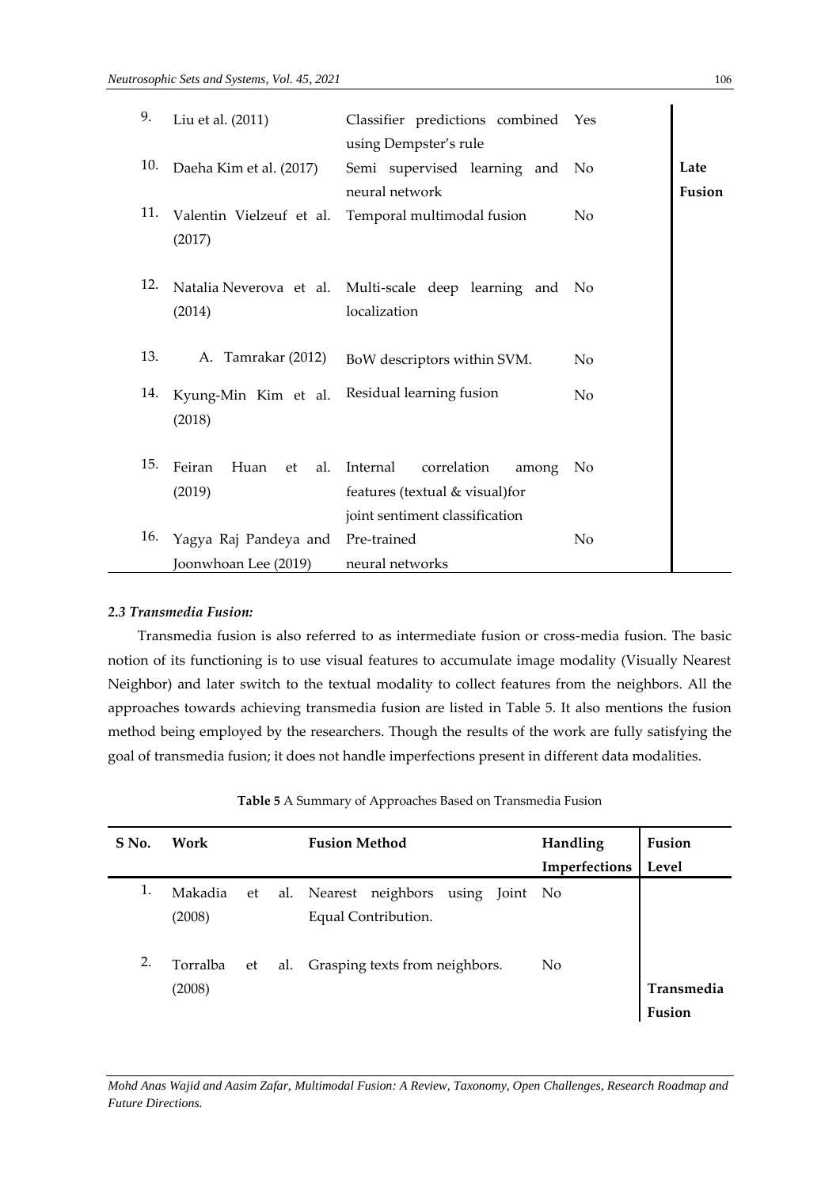| S No. | Work | Fusion Method | Handling Imperfections | Fusion Level |
|---|---|---|---|---|
| 9. | Liu et al. (2011) | Classifier predictions combined using Dempster's rule | Yes | Late Fusion |
| 10. | Daeha Kim et al. (2017) | Semi supervised learning and neural network | No | |
| 11. | Valentin Vielzeuf et al. (2017) | Temporal multimodal fusion | No | |
| 12. | Natalia Neverova et al. (2014) | Multi-scale deep learning and localization | No | |
| 13. | A. Tamrakar (2012) | BoW descriptors within SVM. | No | |
| 14. | Kyung-Min Kim et al. (2018) | Residual learning fusion | No | |
| 15. | Feiran Huan et al. (2019) | Internal correlation among features (textual & visual)for joint sentiment classification | No | |
| 16. | Yagya Raj Pandeya and Joonwhoan Lee (2019) | Pre-trained neural networks | No | |

### *2.3 Transmedia Fusion:*

Transmedia fusion is also referred to as intermediate fusion or cross-media fusion. The basic notion of its functioning is to use visual features to accumulate image modality (Visually Nearest Neighbor) and later switch to the textual modality to collect features from the neighbors. All the approaches towards achieving transmedia fusion are listed in Table 5. It also mentions the fusion method being employed by the researchers. Though the results of the work are fully satisfying the goal of transmedia fusion; it does not handle imperfections present in different data modalities.

**Table 5** A Summary of Approaches Based on Transmedia Fusion

| S No. | Work | Fusion Method | Handling Imperfections | Fusion Level |
|---|---|---|---|---|
| 1. | Makadia et al. (2008) | Nearest neighbors using Joint Equal Contribution. | No | Transmedia Fusion |
| 2. | Torralba et al. (2008) | Grasping texts from neighbors. | No | |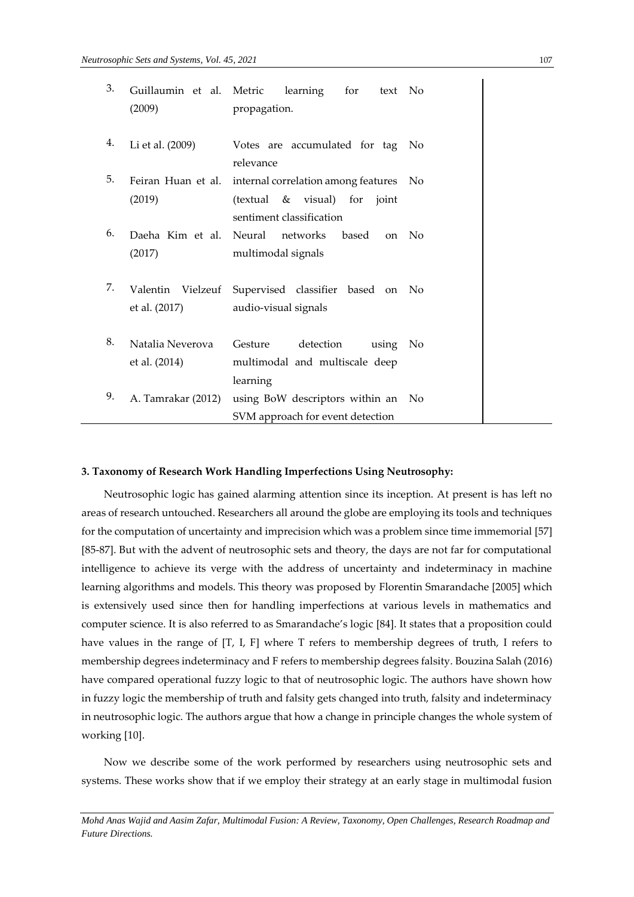| 3. | Guillaumin et al. (2009) | Metric learning for text propagation. | No | |
|---|---|---|---|---|
| 4. | Li et al. (2009) | Votes are accumulated for tag relevance | No | |
| 5. | Feiran Huan et al. (2019) | internal correlation among features (textual & visual) for joint sentiment classification | No | |
| 6. | Daeha Kim et al. (2017) | Neural networks based on multimodal signals | No | |
| 7. | Valentin Vielzeuf et al. (2017) | Supervised classifier based on audio-visual signals | No | |
| 8. | Natalia Neverova et al. (2014) | Gesture detection using multimodal and multiscale deep learning | No | |
| 9. | A. Tamrakar (2012) | using BoW descriptors within an SVM approach for event detection | No | |

**3. Taxonomy of Research Work Handling Imperfections Using Neutrosophy:**

Neutrosophic logic has gained alarming attention since its inception. At present is has left no areas of research untouched. Researchers all around the globe are employing its tools and techniques for the computation of uncertainty and imprecision which was a problem since time immemorial [57] [85-87]. But with the advent of neutrosophic sets and theory, the days are not far for computational intelligence to achieve its verge with the address of uncertainty and indeterminacy in machine learning algorithms and models. This theory was proposed by Florentin Smarandache [2005] which is extensively used since then for handling imperfections at various levels in mathematics and computer science. It is also referred to as Smarandache's logic [84]. It states that a proposition could have values in the range of [T, I, F] where T refers to membership degrees of truth, I refers to membership degrees indeterminacy and F refers to membership degrees falsity. Bouzina Salah (2016) have compared operational fuzzy logic to that of neutrosophic logic. The authors have shown how in fuzzy logic the membership of truth and falsity gets changed into truth, falsity and indeterminacy in neutrosophic logic. The authors argue that how a change in principle changes the whole system of working [10].

Now we describe some of the work performed by researchers using neutrosophic sets and systems. These works show that if we employ their strategy at an early stage in multimodal fusion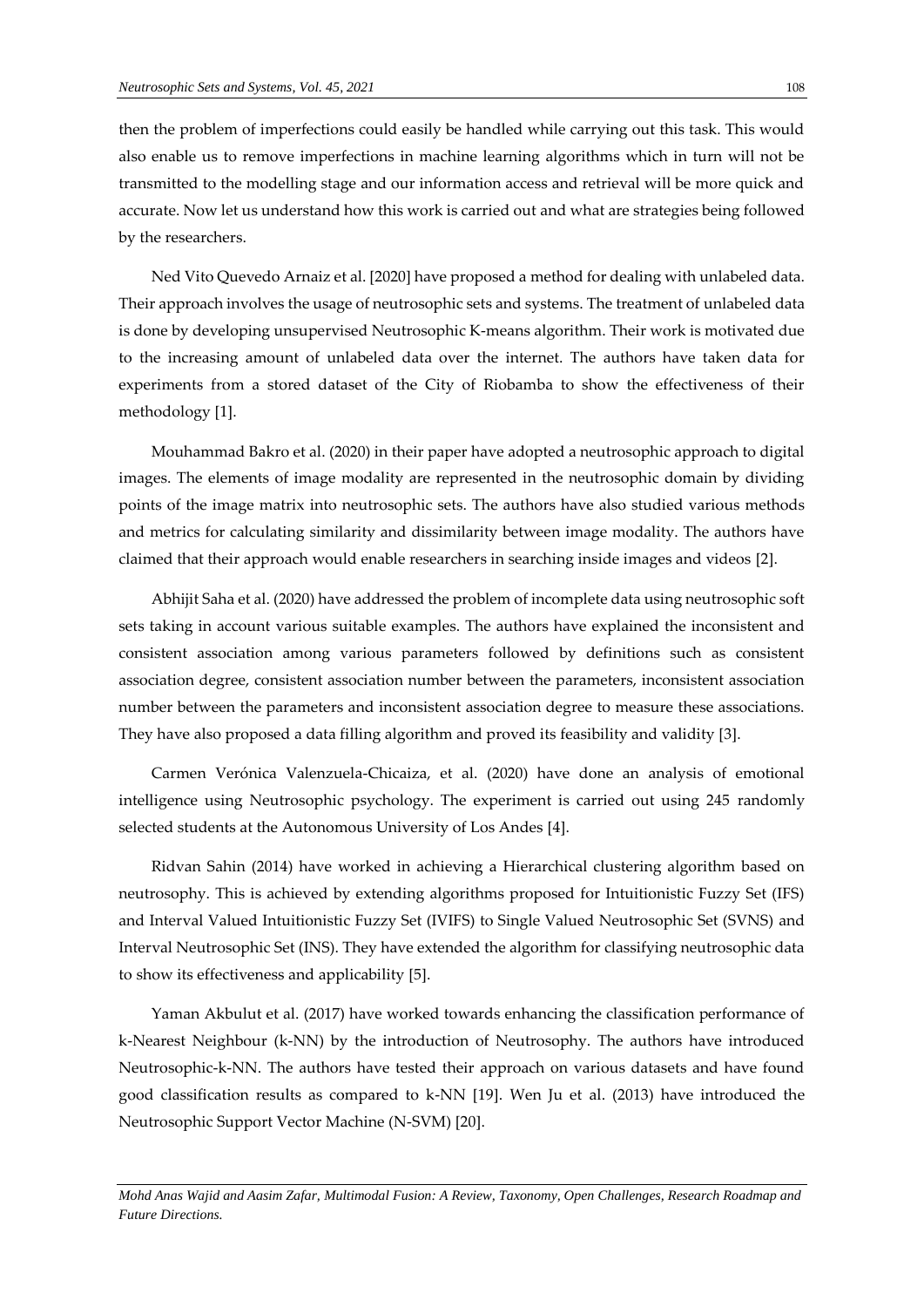then the problem of imperfections could easily be handled while carrying out this task. This would also enable us to remove imperfections in machine learning algorithms which in turn will not be transmitted to the modelling stage and our information access and retrieval will be more quick and accurate. Now let us understand how this work is carried out and what are strategies being followed by the researchers.

Ned Vito Quevedo Arnaiz et al. [2020] have proposed a method for dealing with unlabeled data. Their approach involves the usage of neutrosophic sets and systems. The treatment of unlabeled data is done by developing unsupervised Neutrosophic K-means algorithm. Their work is motivated due to the increasing amount of unlabeled data over the internet. The authors have taken data for experiments from a stored dataset of the City of Riobamba to show the effectiveness of their methodology [1].

Mouhammad Bakro et al. (2020) in their paper have adopted a neutrosophic approach to digital images. The elements of image modality are represented in the neutrosophic domain by dividing points of the image matrix into neutrosophic sets. The authors have also studied various methods and metrics for calculating similarity and dissimilarity between image modality. The authors have claimed that their approach would enable researchers in searching inside images and videos [2].

Abhijit Saha et al. (2020) have addressed the problem of incomplete data using neutrosophic soft sets taking in account various suitable examples. The authors have explained the inconsistent and consistent association among various parameters followed by definitions such as consistent association degree, consistent association number between the parameters, inconsistent association number between the parameters and inconsistent association degree to measure these associations. They have also proposed a data filling algorithm and proved its feasibility and validity [3].

Carmen Verónica Valenzuela-Chicaiza, et al. (2020) have done an analysis of emotional intelligence using Neutrosophic psychology. The experiment is carried out using 245 randomly selected students at the Autonomous University of Los Andes [4].

Ridvan Sahin (2014) have worked in achieving a Hierarchical clustering algorithm based on neutrosophy. This is achieved by extending algorithms proposed for Intuitionistic Fuzzy Set (IFS) and Interval Valued Intuitionistic Fuzzy Set (IVIFS) to Single Valued Neutrosophic Set (SVNS) and Interval Neutrosophic Set (INS). They have extended the algorithm for classifying neutrosophic data to show its effectiveness and applicability [5].

Yaman Akbulut et al. (2017) have worked towards enhancing the classification performance of k-Nearest Neighbour (k-NN) by the introduction of Neutrosophy. The authors have introduced Neutrosophic-k-NN. The authors have tested their approach on various datasets and have found good classification results as compared to k-NN [19]. Wen Ju et al. (2013) have introduced the Neutrosophic Support Vector Machine (N-SVM) [20].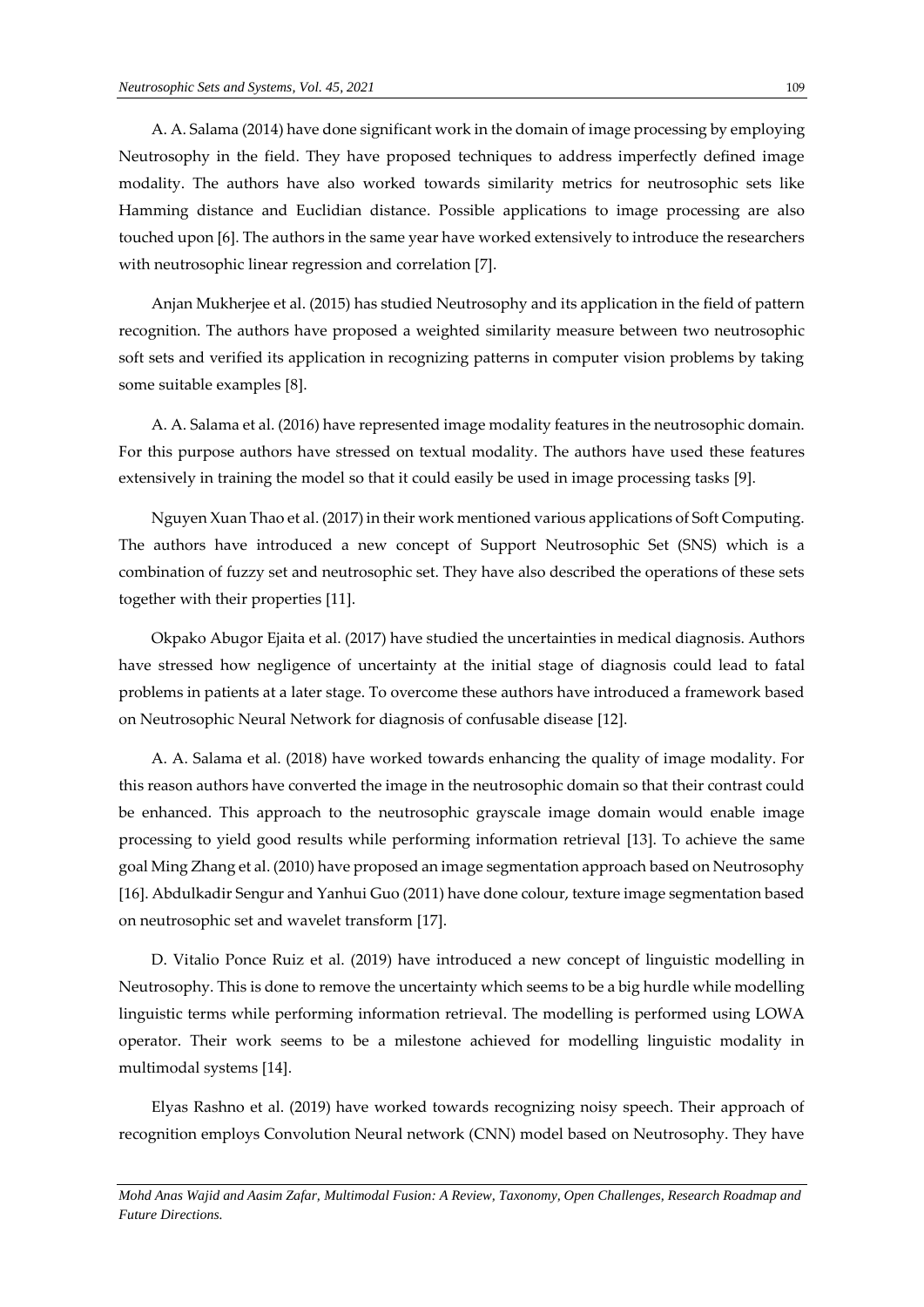A. A. Salama (2014) have done significant work in the domain of image processing by employing Neutrosophy in the field. They have proposed techniques to address imperfectly defined image modality. The authors have also worked towards similarity metrics for neutrosophic sets like Hamming distance and Euclidian distance. Possible applications to image processing are also touched upon [6]. The authors in the same year have worked extensively to introduce the researchers with neutrosophic linear regression and correlation [7].

Anjan Mukherjee et al. (2015) has studied Neutrosophy and its application in the field of pattern recognition. The authors have proposed a weighted similarity measure between two neutrosophic soft sets and verified its application in recognizing patterns in computer vision problems by taking some suitable examples [8].

A. A. Salama et al. (2016) have represented image modality features in the neutrosophic domain. For this purpose authors have stressed on textual modality. The authors have used these features extensively in training the model so that it could easily be used in image processing tasks [9].

Nguyen Xuan Thao et al. (2017) in their work mentioned various applications of Soft Computing. The authors have introduced a new concept of Support Neutrosophic Set (SNS) which is a combination of fuzzy set and neutrosophic set. They have also described the operations of these sets together with their properties [11].

Okpako Abugor Ejaita et al. (2017) have studied the uncertainties in medical diagnosis. Authors have stressed how negligence of uncertainty at the initial stage of diagnosis could lead to fatal problems in patients at a later stage. To overcome these authors have introduced a framework based on Neutrosophic Neural Network for diagnosis of confusable disease [12].

A. A. Salama et al. (2018) have worked towards enhancing the quality of image modality. For this reason authors have converted the image in the neutrosophic domain so that their contrast could be enhanced. This approach to the neutrosophic grayscale image domain would enable image processing to yield good results while performing information retrieval [13]. To achieve the same goal Ming Zhang et al. (2010) have proposed an image segmentation approach based on Neutrosophy [16]. Abdulkadir Sengur and Yanhui Guo (2011) have done colour, texture image segmentation based on neutrosophic set and wavelet transform [17].

D. Vitalio Ponce Ruiz et al. (2019) have introduced a new concept of linguistic modelling in Neutrosophy. This is done to remove the uncertainty which seems to be a big hurdle while modelling linguistic terms while performing information retrieval. The modelling is performed using LOWA operator. Their work seems to be a milestone achieved for modelling linguistic modality in multimodal systems [14].

Elyas Rashno et al. (2019) have worked towards recognizing noisy speech. Their approach of recognition employs Convolution Neural network (CNN) model based on Neutrosophy. They have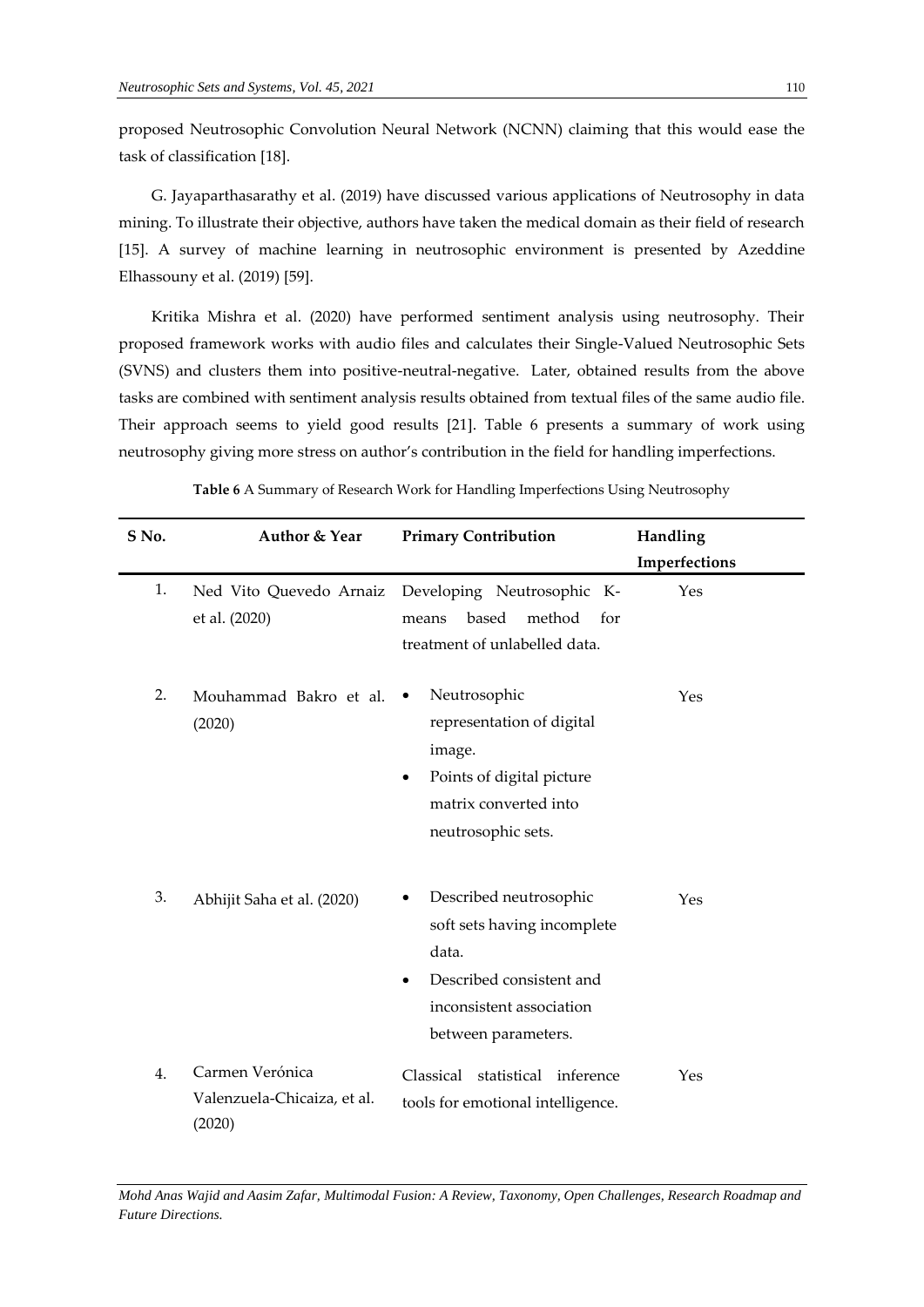proposed Neutrosophic Convolution Neural Network (NCNN) claiming that this would ease the task of classification [18].

G. Jayaparthasarathy et al. (2019) have discussed various applications of Neutrosophy in data mining. To illustrate their objective, authors have taken the medical domain as their field of research [15]. A survey of machine learning in neutrosophic environment is presented by Azeddine Elhassouny et al. (2019) [59].

Kritika Mishra et al. (2020) have performed sentiment analysis using neutrosophy. Their proposed framework works with audio files and calculates their Single-Valued Neutrosophic Sets (SVNS) and clusters them into positive-neutral-negative. Later, obtained results from the above tasks are combined with sentiment analysis results obtained from textual files of the same audio file. Their approach seems to yield good results [21]. Table 6 presents a summary of work using neutrosophy giving more stress on author's contribution in the field for handling imperfections.

**Table 6** A Summary of Research Work for Handling Imperfections Using Neutrosophy

| S No. | Author & Year | Primary Contribution | Handling Imperfections |
|---|---|---|---|
| 1. | Ned Vito Quevedo Arnaiz et al. (2020) | Developing Neutrosophic K-means based method for treatment of unlabelled data. | Yes |
| 2. | Mouhammad Bakro et al. (2020) | • Neutrosophic representation of digital image. • Points of digital picture matrix converted into neutrosophic sets. | Yes |
| 3. | Abhijit Saha et al. (2020) | • Described neutrosophic soft sets having incomplete data. • Described consistent and inconsistent association between parameters. | Yes |
| 4. | Carmen Verónica Valenzuela-Chicaiza, et al. (2020) | Classical statistical inference tools for emotional intelligence. | Yes |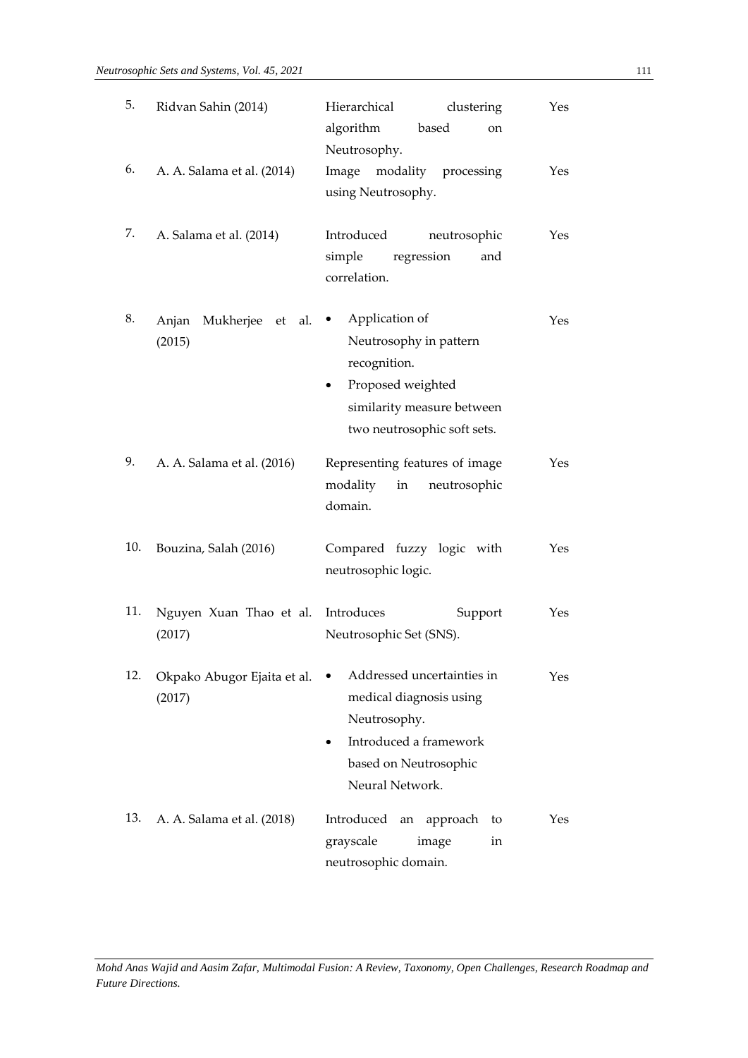| | | | |
|---|---|---|---|
| 5. | Ridvan Sahin (2014) | Hierarchical clustering algorithm based on Neutrosophy. | Yes |
| 6. | A. A. Salama et al. (2014) | Image modality processing using Neutrosophy. | Yes |
| 7. | A. Salama et al. (2014) | Introduced neutrosophic simple regression and correlation. | Yes |
| 8. | Anjan Mukherjee et al. (2015) | • Application of Neutrosophy in pattern recognition. • Proposed weighted similarity measure between two neutrosophic soft sets. | Yes |
| 9. | A. A. Salama et al. (2016) | Representing features of image modality in neutrosophic domain. | Yes |
| 10. | Bouzina, Salah (2016) | Compared fuzzy logic with neutrosophic logic. | Yes |
| 11. | Nguyen Xuan Thao et al. (2017) | Introduces Support Neutrosophic Set (SNS). | Yes |
| 12. | Okpako Abugor Ejaita et al. (2017) | • Addressed uncertainties in medical diagnosis using Neutrosophy. • Introduced a framework based on Neutrosophic Neural Network. | Yes |
| 13. | A. A. Salama et al. (2018) | Introduced an approach to grayscale image in neutrosophic domain. | Yes |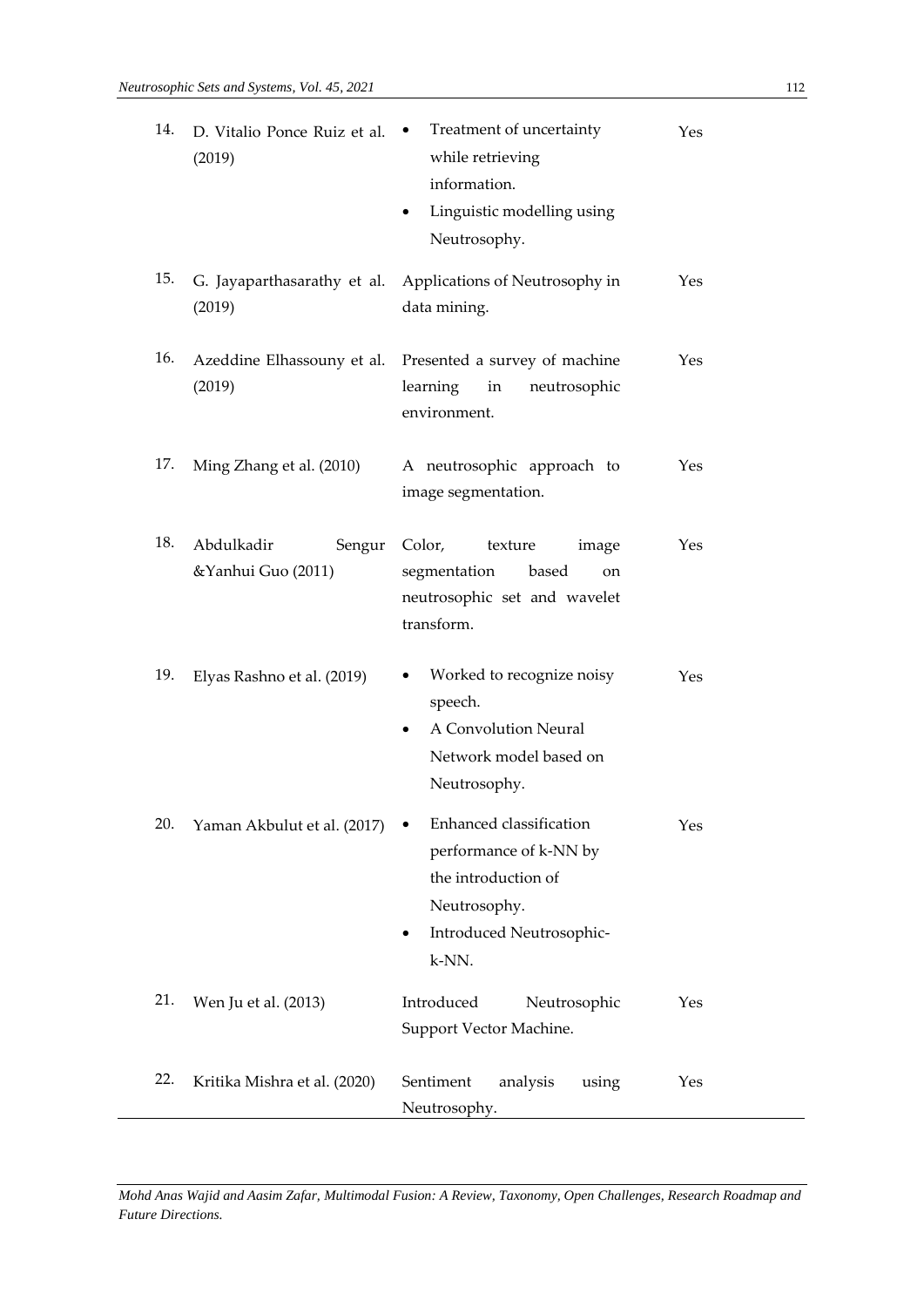| | | | |
|---|---|---|---|
| 14. | D. Vitalio Ponce Ruiz et al. (2019) | • Treatment of uncertainty while retrieving information.<br>• Linguistic modelling using Neutrosophy. | Yes |
| 15. | G. Jayaparthasarathy et al. (2019) | Applications of Neutrosophy in data mining. | Yes |
| 16. | Azeddine Elhassouny et al. (2019) | Presented a survey of machine learning in neutrosophic environment. | Yes |
| 17. | Ming Zhang et al. (2010) | A neutrosophic approach to image segmentation. | Yes |
| 18. | Abdulkadir Sengur &Yanhui Guo (2011) | Color, texture image segmentation based on neutrosophic set and wavelet transform. | Yes |
| 19. | Elyas Rashno et al. (2019) | • Worked to recognize noisy speech.<br>• A Convolution Neural Network model based on Neutrosophy. | Yes |
| 20. | Yaman Akbulut et al. (2017) | • Enhanced classification performance of k-NN by the introduction of Neutrosophy.<br>• Introduced Neutrosophic-k-NN. | Yes |
| 21. | Wen Ju et al. (2013) | Introduced Neutrosophic Support Vector Machine. | Yes |
| 22. | Kritika Mishra et al. (2020) | Sentiment analysis using Neutrosophy. | Yes |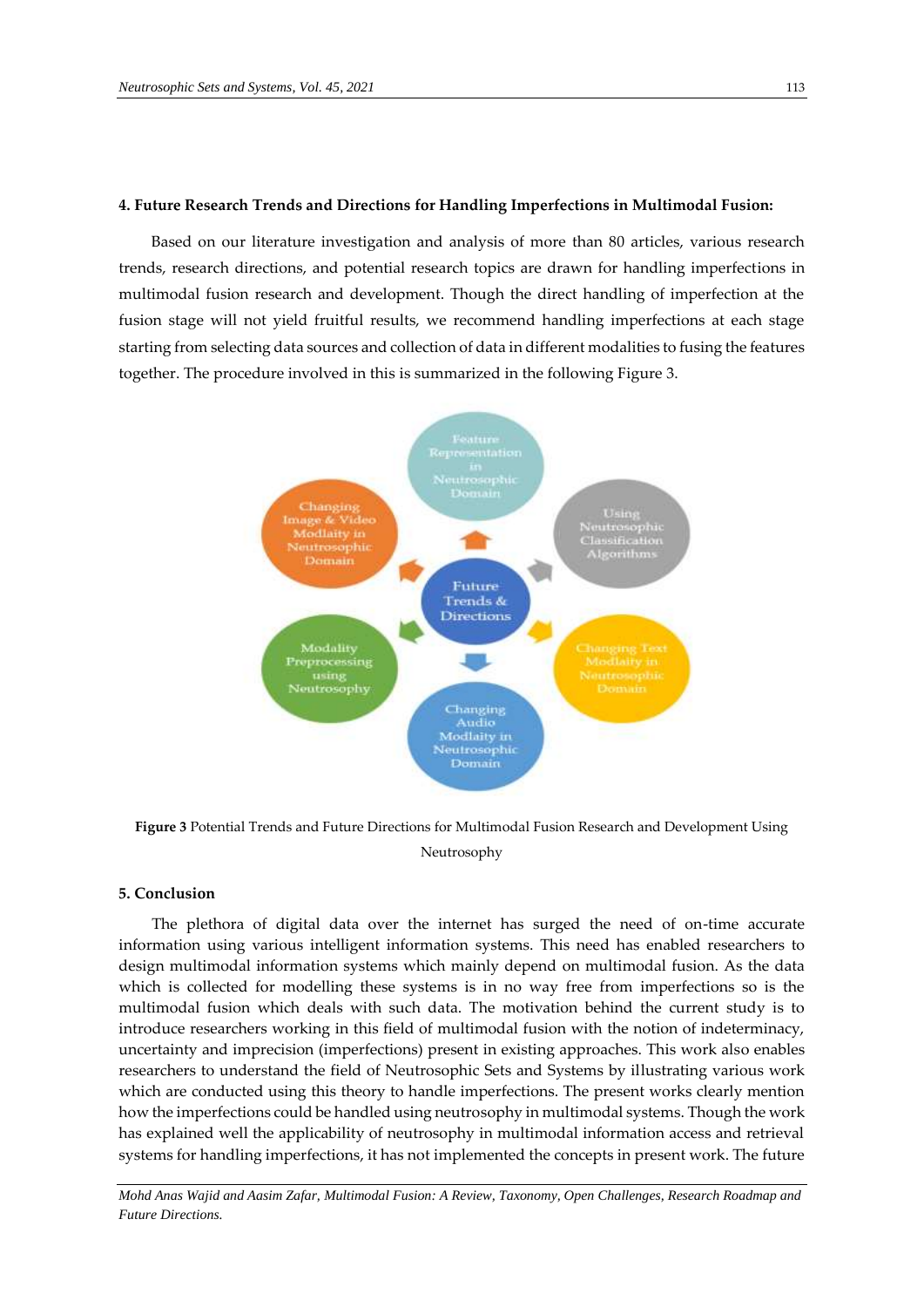### 4. Future Research Trends and Directions for Handling Imperfections in Multimodal Fusion:

Based on our literature investigation and analysis of more than 80 articles, various research trends, research directions, and potential research topics are drawn for handling imperfections in multimodal fusion research and development. Though the direct handling of imperfection at the fusion stage will not yield fruitful results, we recommend handling imperfections at each stage starting from selecting data sources and collection of data in different modalities to fusing the features together. The procedure involved in this is summarized in the following Figure 3.

**Figure 3** Potential Trends and Future Directions for Multimodal Fusion Research and Development Using Neutrosophy

### 5. Conclusion

The plethora of digital data over the internet has surged the need of on-time accurate information using various intelligent information systems. This need has enabled researchers to design multimodal information systems which mainly depend on multimodal fusion. As the data which is collected for modelling these systems is in no way free from imperfections so is the multimodal fusion which deals with such data. The motivation behind the current study is to introduce researchers working in this field of multimodal fusion with the notion of indeterminacy, uncertainty and imprecision (imperfections) present in existing approaches. This work also enables researchers to understand the field of Neutrosophic Sets and Systems by illustrating various work which are conducted using this theory to handle imperfections. The present works clearly mention how the imperfections could be handled using neutrosophy in multimodal systems. Though the work has explained well the applicability of neutrosophy in multimodal information access and retrieval systems for handling imperfections, it has not implemented the concepts in present work. The future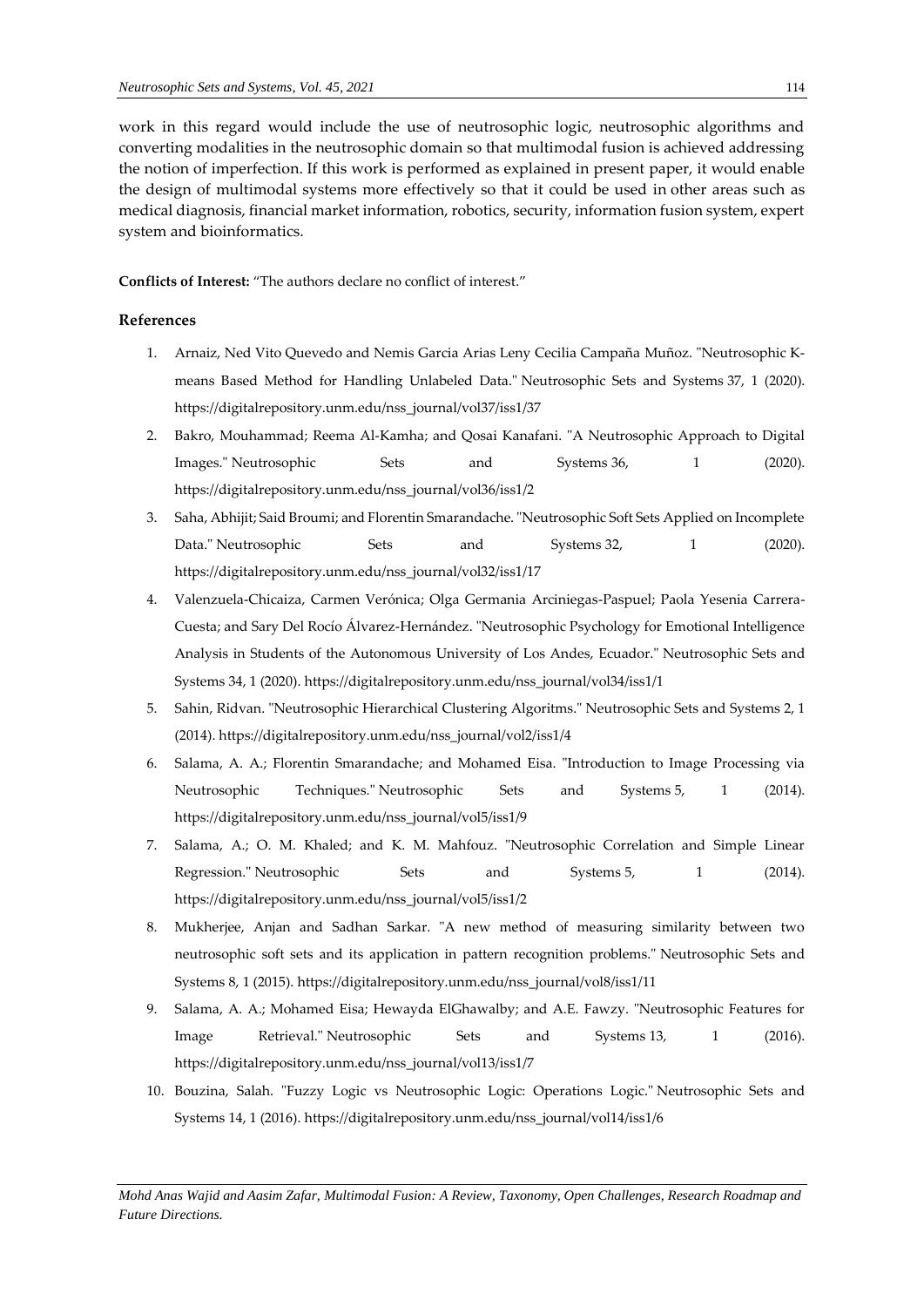work in this regard would include the use of neutrosophic logic, neutrosophic algorithms and converting modalities in the neutrosophic domain so that multimodal fusion is achieved addressing the notion of imperfection. If this work is performed as explained in present paper, it would enable the design of multimodal systems more effectively so that it could be used in other areas such as medical diagnosis, financial market information, robotics, security, information fusion system, expert system and bioinformatics.

**Conflicts of Interest:** "The authors declare no conflict of interest."

## References

1. Arnaiz, Ned Vito Quevedo and Nemis Garcia Arias Leny Cecilia Campaña Muñoz. "Neutrosophic K-means Based Method for Handling Unlabeled Data." Neutrosophic Sets and Systems 37, 1 (2020). https://digitalrepository.unm.edu/nss_journal/vol37/iss1/37
2. Bakro, Mouhammad; Reema Al-Kamha; and Qosai Kanafani. "A Neutrosophic Approach to Digital Images." Neutrosophic Sets and Systems 36, 1 (2020). https://digitalrepository.unm.edu/nss_journal/vol36/iss1/2
3. Saha, Abhijit; Said Broumi; and Florentin Smarandache. "Neutrosophic Soft Sets Applied on Incomplete Data." Neutrosophic Sets and Systems 32, 1 (2020). https://digitalrepository.unm.edu/nss_journal/vol32/iss1/17
4. Valenzuela-Chicaiza, Carmen Verónica; Olga Germania Arciniegas-Paspuel; Paola Yesenia Carrera-Cuesta; and Sary Del Rocío Álvarez-Hernández. "Neutrosophic Psychology for Emotional Intelligence Analysis in Students of the Autonomous University of Los Andes, Ecuador." Neutrosophic Sets and Systems 34, 1 (2020). https://digitalrepository.unm.edu/nss_journal/vol34/iss1/1
5. Sahin, Ridvan. "Neutrosophic Hierarchical Clustering Algoritms." Neutrosophic Sets and Systems 2, 1 (2014). https://digitalrepository.unm.edu/nss_journal/vol2/iss1/4
6. Salama, A. A.; Florentin Smarandache; and Mohamed Eisa. "Introduction to Image Processing via Neutrosophic Techniques." Neutrosophic Sets and Systems 5, 1 (2014). https://digitalrepository.unm.edu/nss_journal/vol5/iss1/9
7. Salama, A.; O. M. Khaled; and K. M. Mahfouz. "Neutrosophic Correlation and Simple Linear Regression." Neutrosophic Sets and Systems 5, 1 (2014). https://digitalrepository.unm.edu/nss_journal/vol5/iss1/2
8. Mukherjee, Anjan and Sadhan Sarkar. "A new method of measuring similarity between two neutrosophic soft sets and its application in pattern recognition problems." Neutrosophic Sets and Systems 8, 1 (2015). https://digitalrepository.unm.edu/nss_journal/vol8/iss1/11
9. Salama, A. A.; Mohamed Eisa; Hewayda ElGhawalby; and A.E. Fawzy. "Neutrosophic Features for Image Retrieval." Neutrosophic Sets and Systems 13, 1 (2016). https://digitalrepository.unm.edu/nss_journal/vol13/iss1/7
10. Bouzina, Salah. "Fuzzy Logic vs Neutrosophic Logic: Operations Logic." Neutrosophic Sets and Systems 14, 1 (2016). https://digitalrepository.unm.edu/nss_journal/vol14/iss1/6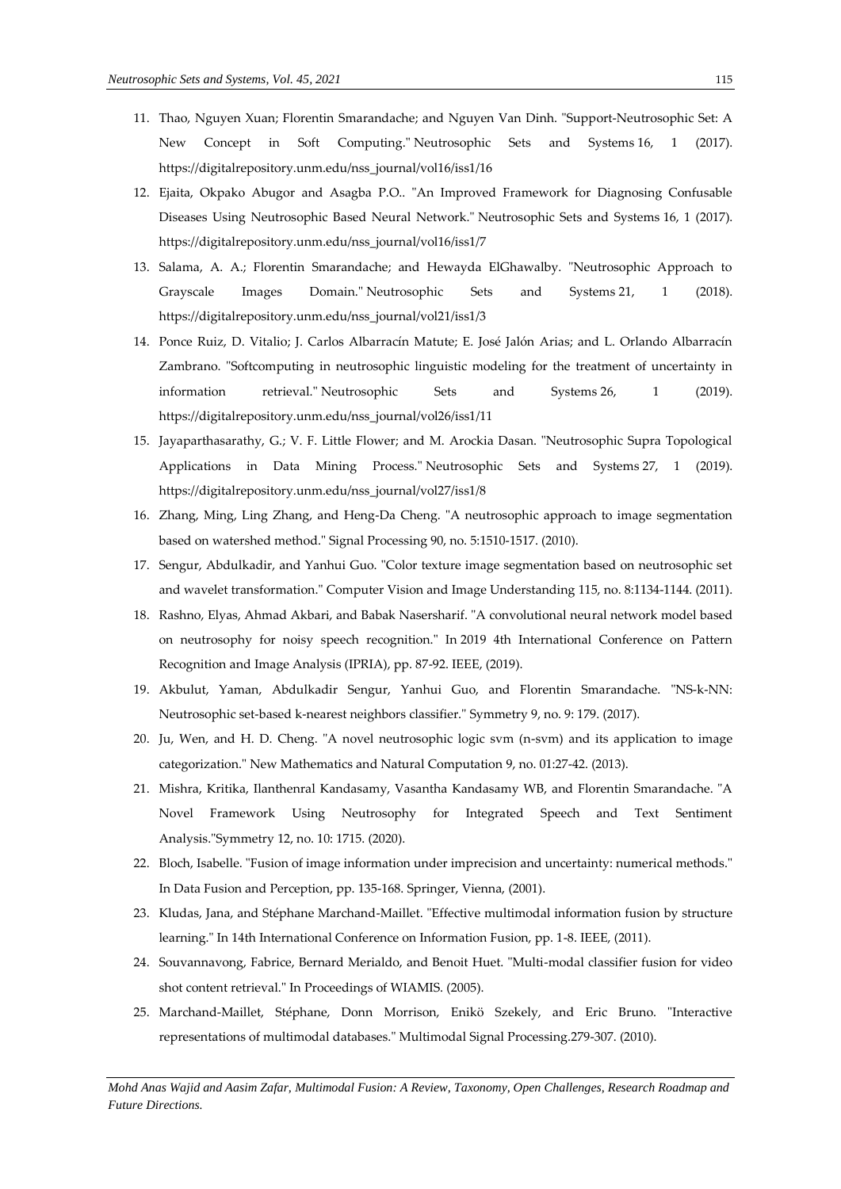11. Thao, Nguyen Xuan; Florentin Smarandache; and Nguyen Van Dinh. "Support-Neutrosophic Set: A New Concept in Soft Computing." Neutrosophic Sets and Systems 16, 1 (2017). https://digitalrepository.unm.edu/nss_journal/vol16/iss1/16
12. Ejaita, Okpako Abugor and Asagba P.O.. "An Improved Framework for Diagnosing Confusable Diseases Using Neutrosophic Based Neural Network." Neutrosophic Sets and Systems 16, 1 (2017). https://digitalrepository.unm.edu/nss_journal/vol16/iss1/7
13. Salama, A. A.; Florentin Smarandache; and Hewayda ElGhawalby. "Neutrosophic Approach to Grayscale Images Domain." Neutrosophic Sets and Systems 21, 1 (2018). https://digitalrepository.unm.edu/nss_journal/vol21/iss1/3
14. Ponce Ruiz, D. Vitalio; J. Carlos Albarracín Matute; E. José Jalón Arias; and L. Orlando Albarracín Zambrano. "Softcomputing in neutrosophic linguistic modeling for the treatment of uncertainty in information retrieval." Neutrosophic Sets and Systems 26, 1 (2019). https://digitalrepository.unm.edu/nss_journal/vol26/iss1/11
15. Jayaparthasarathy, G.; V. F. Little Flower; and M. Arockia Dasan. "Neutrosophic Supra Topological Applications in Data Mining Process." Neutrosophic Sets and Systems 27, 1 (2019). https://digitalrepository.unm.edu/nss_journal/vol27/iss1/8
16. Zhang, Ming, Ling Zhang, and Heng-Da Cheng. "A neutrosophic approach to image segmentation based on watershed method." Signal Processing 90, no. 5:1510-1517. (2010).
17. Sengur, Abdulkadir, and Yanhui Guo. "Color texture image segmentation based on neutrosophic set and wavelet transformation." Computer Vision and Image Understanding 115, no. 8:1134-1144. (2011).
18. Rashno, Elyas, Ahmad Akbari, and Babak Nasersharif. "A convolutional neural network model based on neutrosophy for noisy speech recognition." In 2019 4th International Conference on Pattern Recognition and Image Analysis (IPRIA), pp. 87-92. IEEE, (2019).
19. Akbulut, Yaman, Abdulkadir Sengur, Yanhui Guo, and Florentin Smarandache. "NS-k-NN: Neutrosophic set-based k-nearest neighbors classifier." Symmetry 9, no. 9: 179. (2017).
20. Ju, Wen, and H. D. Cheng. "A novel neutrosophic logic svm (n-svm) and its application to image categorization." New Mathematics and Natural Computation 9, no. 01:27-42. (2013).
21. Mishra, Kritika, Ilanthenral Kandasamy, Vasantha Kandasamy WB, and Florentin Smarandache. "A Novel Framework Using Neutrosophy for Integrated Speech and Text Sentiment Analysis."Symmetry 12, no. 10: 1715. (2020).
22. Bloch, Isabelle. "Fusion of image information under imprecision and uncertainty: numerical methods." In Data Fusion and Perception, pp. 135-168. Springer, Vienna, (2001).
23. Kludas, Jana, and Stéphane Marchand-Maillet. "Effective multimodal information fusion by structure learning." In 14th International Conference on Information Fusion, pp. 1-8. IEEE, (2011).
24. Souvannavong, Fabrice, Bernard Merialdo, and Benoit Huet. "Multi-modal classifier fusion for video shot content retrieval." In Proceedings of WIAMIS. (2005).
25. Marchand-Maillet, Stéphane, Donn Morrison, Enikö Szekely, and Eric Bruno. "Interactive representations of multimodal databases." Multimodal Signal Processing.279-307. (2010).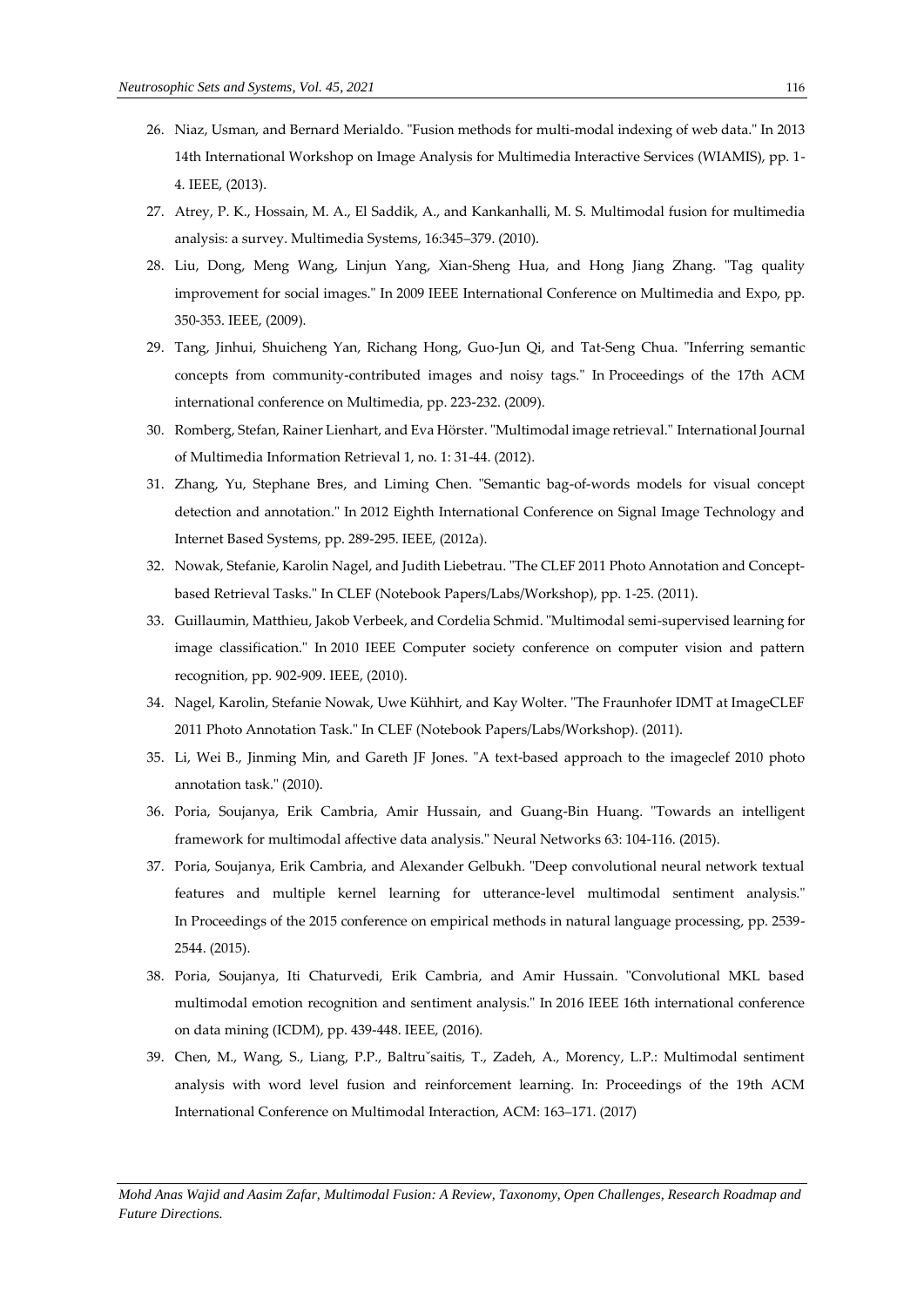26. Niaz, Usman, and Bernard Merialdo. "Fusion methods for multi-modal indexing of web data." In 2013 14th International Workshop on Image Analysis for Multimedia Interactive Services (WIAMIS), pp. 1-4. IEEE, (2013).
27. Atrey, P. K., Hossain, M. A., El Saddik, A., and Kankanhalli, M. S. Multimodal fusion for multimedia analysis: a survey. Multimedia Systems, 16:345–379. (2010).
28. Liu, Dong, Meng Wang, Linjun Yang, Xian-Sheng Hua, and Hong Jiang Zhang. "Tag quality improvement for social images." In 2009 IEEE International Conference on Multimedia and Expo, pp. 350-353. IEEE, (2009).
29. Tang, Jinhui, Shuicheng Yan, Richang Hong, Guo-Jun Qi, and Tat-Seng Chua. "Inferring semantic concepts from community-contributed images and noisy tags." In Proceedings of the 17th ACM international conference on Multimedia, pp. 223-232. (2009).
30. Romberg, Stefan, Rainer Lienhart, and Eva Hörster. "Multimodal image retrieval." International Journal of Multimedia Information Retrieval 1, no. 1: 31-44. (2012).
31. Zhang, Yu, Stephane Bres, and Liming Chen. "Semantic bag-of-words models for visual concept detection and annotation." In 2012 Eighth International Conference on Signal Image Technology and Internet Based Systems, pp. 289-295. IEEE, (2012a).
32. Nowak, Stefanie, Karolin Nagel, and Judith Liebetrau. "The CLEF 2011 Photo Annotation and Concept-based Retrieval Tasks." In CLEF (Notebook Papers/Labs/Workshop), pp. 1-25. (2011).
33. Guillaumin, Matthieu, Jakob Verbeek, and Cordelia Schmid. "Multimodal semi-supervised learning for image classification." In 2010 IEEE Computer society conference on computer vision and pattern recognition, pp. 902-909. IEEE, (2010).
34. Nagel, Karolin, Stefanie Nowak, Uwe Kühhirt, and Kay Wolter. "The Fraunhofer IDMT at ImageCLEF 2011 Photo Annotation Task." In CLEF (Notebook Papers/Labs/Workshop). (2011).
35. Li, Wei B., Jinming Min, and Gareth JF Jones. "A text-based approach to the imageclef 2010 photo annotation task." (2010).
36. Poria, Soujanya, Erik Cambria, Amir Hussain, and Guang-Bin Huang. "Towards an intelligent framework for multimodal affective data analysis." Neural Networks 63: 104-116. (2015).
37. Poria, Soujanya, Erik Cambria, and Alexander Gelbukh. "Deep convolutional neural network textual features and multiple kernel learning for utterance-level multimodal sentiment analysis." In Proceedings of the 2015 conference on empirical methods in natural language processing, pp. 2539-2544. (2015).
38. Poria, Soujanya, Iti Chaturvedi, Erik Cambria, and Amir Hussain. "Convolutional MKL based multimodal emotion recognition and sentiment analysis." In 2016 IEEE 16th international conference on data mining (ICDM), pp. 439-448. IEEE, (2016).
39. Chen, M., Wang, S., Liang, P.P., Baltruˇsaitis, T., Zadeh, A., Morency, L.P.: Multimodal sentiment analysis with word level fusion and reinforcement learning. In: Proceedings of the 19th ACM International Conference on Multimodal Interaction, ACM: 163–171. (2017)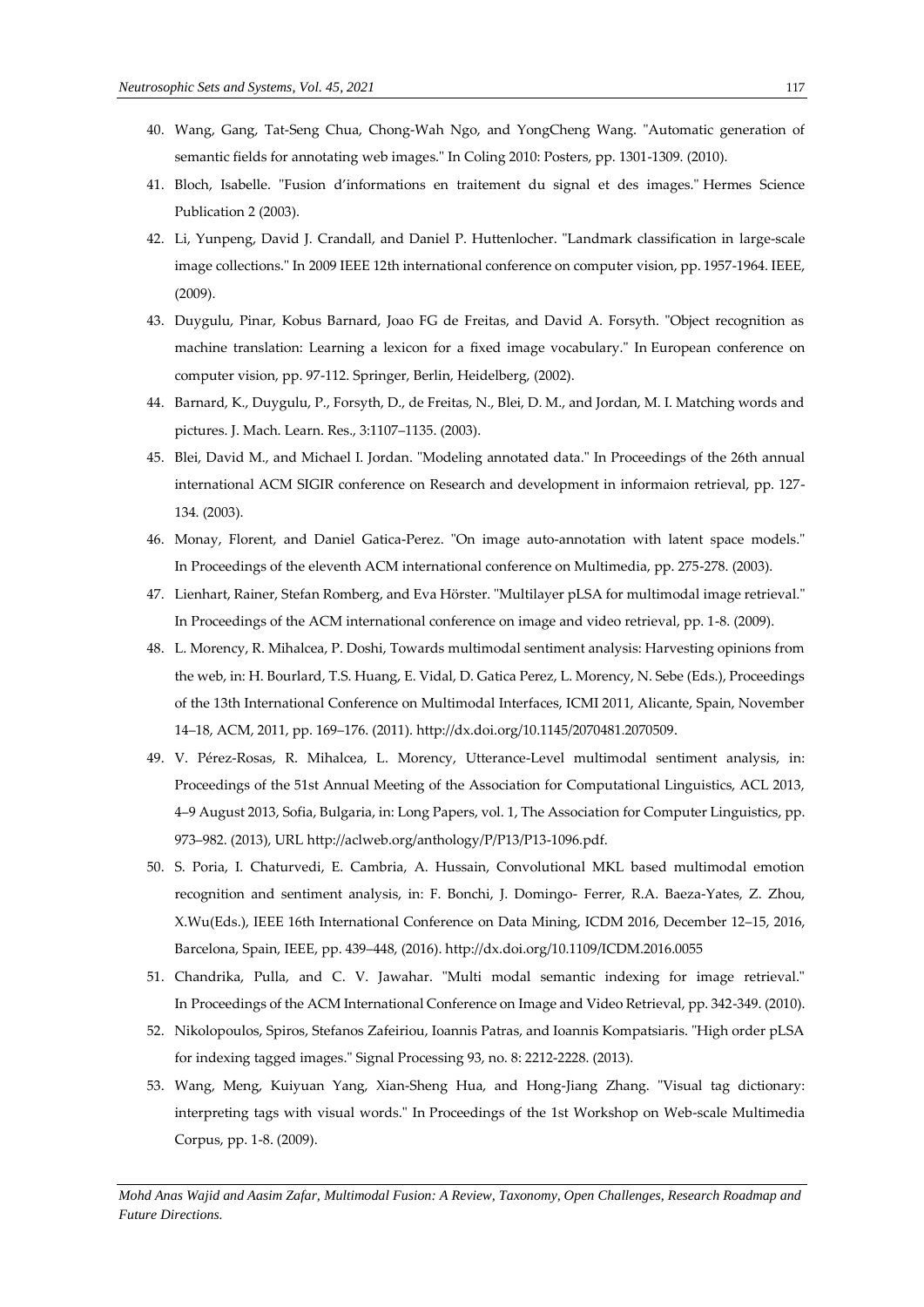40. Wang, Gang, Tat-Seng Chua, Chong-Wah Ngo, and YongCheng Wang. "Automatic generation of semantic fields for annotating web images." In Coling 2010: Posters, pp. 1301-1309. (2010).
41. Bloch, Isabelle. "Fusion d'informations en traitement du signal et des images." Hermes Science Publication 2 (2003).
42. Li, Yunpeng, David J. Crandall, and Daniel P. Huttenlocher. "Landmark classification in large-scale image collections." In 2009 IEEE 12th international conference on computer vision, pp. 1957-1964. IEEE, (2009).
43. Duygulu, Pinar, Kobus Barnard, Joao FG de Freitas, and David A. Forsyth. "Object recognition as machine translation: Learning a lexicon for a fixed image vocabulary." In European conference on computer vision, pp. 97-112. Springer, Berlin, Heidelberg, (2002).
44. Barnard, K., Duygulu, P., Forsyth, D., de Freitas, N., Blei, D. M., and Jordan, M. I. Matching words and pictures. J. Mach. Learn. Res., 3:1107–1135. (2003).
45. Blei, David M., and Michael I. Jordan. "Modeling annotated data." In Proceedings of the 26th annual international ACM SIGIR conference on Research and development in informaion retrieval, pp. 127-134. (2003).
46. Monay, Florent, and Daniel Gatica-Perez. "On image auto-annotation with latent space models." In Proceedings of the eleventh ACM international conference on Multimedia, pp. 275-278. (2003).
47. Lienhart, Rainer, Stefan Romberg, and Eva Hörster. "Multilayer pLSA for multimodal image retrieval." In Proceedings of the ACM international conference on image and video retrieval, pp. 1-8. (2009).
48. L. Morency, R. Mihalcea, P. Doshi, Towards multimodal sentiment analysis: Harvesting opinions from the web, in: H. Bourlard, T.S. Huang, E. Vidal, D. Gatica Perez, L. Morency, N. Sebe (Eds.), Proceedings of the 13th International Conference on Multimodal Interfaces, ICMI 2011, Alicante, Spain, November 14–18, ACM, 2011, pp. 169–176. (2011). http://dx.doi.org/10.1145/2070481.2070509.
49. V. Pérez-Rosas, R. Mihalcea, L. Morency, Utterance-Level multimodal sentiment analysis, in: Proceedings of the 51st Annual Meeting of the Association for Computational Linguistics, ACL 2013, 4–9 August 2013, Sofia, Bulgaria, in: Long Papers, vol. 1, The Association for Computer Linguistics, pp. 973–982. (2013), URL http://aclweb.org/anthology/P/P13/P13-1096.pdf.
50. S. Poria, I. Chaturvedi, E. Cambria, A. Hussain, Convolutional MKL based multimodal emotion recognition and sentiment analysis, in: F. Bonchi, J. Domingo- Ferrer, R.A. Baeza-Yates, Z. Zhou, X.Wu(Eds.), IEEE 16th International Conference on Data Mining, ICDM 2016, December 12–15, 2016, Barcelona, Spain, IEEE, pp. 439–448, (2016). http://dx.doi.org/10.1109/ICDM.2016.0055
51. Chandrika, Pulla, and C. V. Jawahar. "Multi modal semantic indexing for image retrieval." In Proceedings of the ACM International Conference on Image and Video Retrieval, pp. 342-349. (2010).
52. Nikolopoulos, Spiros, Stefanos Zafeiriou, Ioannis Patras, and Ioannis Kompatsiaris. "High order pLSA for indexing tagged images." Signal Processing 93, no. 8: 2212-2228. (2013).
53. Wang, Meng, Kuiyuan Yang, Xian-Sheng Hua, and Hong-Jiang Zhang. "Visual tag dictionary: interpreting tags with visual words." In Proceedings of the 1st Workshop on Web-scale Multimedia Corpus, pp. 1-8. (2009).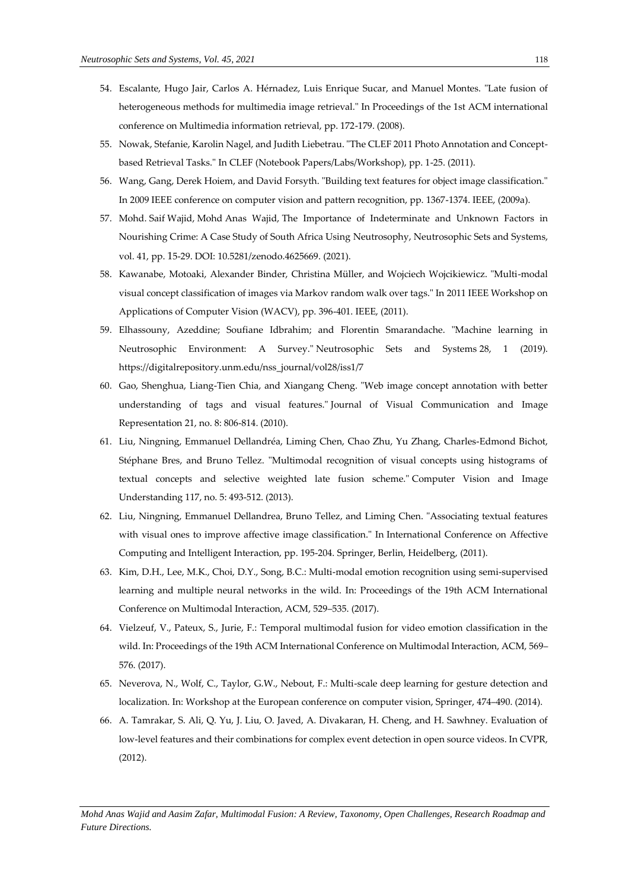54. Escalante, Hugo Jair, Carlos A. Hérnadez, Luis Enrique Sucar, and Manuel Montes. "Late fusion of heterogeneous methods for multimedia image retrieval." In Proceedings of the 1st ACM international conference on Multimedia information retrieval, pp. 172-179. (2008).
55. Nowak, Stefanie, Karolin Nagel, and Judith Liebetrau. "The CLEF 2011 Photo Annotation and Concept-based Retrieval Tasks." In CLEF (Notebook Papers/Labs/Workshop), pp. 1-25. (2011).
56. Wang, Gang, Derek Hoiem, and David Forsyth. "Building text features for object image classification." In 2009 IEEE conference on computer vision and pattern recognition, pp. 1367-1374. IEEE, (2009a).
57. Mohd. Saif Wajid, Mohd Anas Wajid, The Importance of Indeterminate and Unknown Factors in Nourishing Crime: A Case Study of South Africa Using Neutrosophy, Neutrosophic Sets and Systems, vol. 41, pp. 15-29. DOI: 10.5281/zenodo.4625669. (2021).
58. Kawanabe, Motoaki, Alexander Binder, Christina Müller, and Wojciech Wojcikiewicz. "Multi-modal visual concept classification of images via Markov random walk over tags." In 2011 IEEE Workshop on Applications of Computer Vision (WACV), pp. 396-401. IEEE, (2011).
59. Elhassouny, Azeddine; Soufiane Idbrahim; and Florentin Smarandache. "Machine learning in Neutrosophic Environment: A Survey." Neutrosophic Sets and Systems 28, 1 (2019). https://digitalrepository.unm.edu/nss_journal/vol28/iss1/7
60. Gao, Shenghua, Liang-Tien Chia, and Xiangang Cheng. "Web image concept annotation with better understanding of tags and visual features." Journal of Visual Communication and Image Representation 21, no. 8: 806-814. (2010).
61. Liu, Ningning, Emmanuel Dellandréa, Liming Chen, Chao Zhu, Yu Zhang, Charles-Edmond Bichot, Stéphane Bres, and Bruno Tellez. "Multimodal recognition of visual concepts using histograms of textual concepts and selective weighted late fusion scheme." Computer Vision and Image Understanding 117, no. 5: 493-512. (2013).
62. Liu, Ningning, Emmanuel Dellandrea, Bruno Tellez, and Liming Chen. "Associating textual features with visual ones to improve affective image classification." In International Conference on Affective Computing and Intelligent Interaction, pp. 195-204. Springer, Berlin, Heidelberg, (2011).
63. Kim, D.H., Lee, M.K., Choi, D.Y., Song, B.C.: Multi-modal emotion recognition using semi-supervised learning and multiple neural networks in the wild. In: Proceedings of the 19th ACM International Conference on Multimodal Interaction, ACM, 529–535. (2017).
64. Vielzeuf, V., Pateux, S., Jurie, F.: Temporal multimodal fusion for video emotion classification in the wild. In: Proceedings of the 19th ACM International Conference on Multimodal Interaction, ACM, 569–576. (2017).
65. Neverova, N., Wolf, C., Taylor, G.W., Nebout, F.: Multi-scale deep learning for gesture detection and localization. In: Workshop at the European conference on computer vision, Springer, 474–490. (2014).
66. A. Tamrakar, S. Ali, Q. Yu, J. Liu, O. Javed, A. Divakaran, H. Cheng, and H. Sawhney. Evaluation of low-level features and their combinations for complex event detection in open source videos. In CVPR, (2012).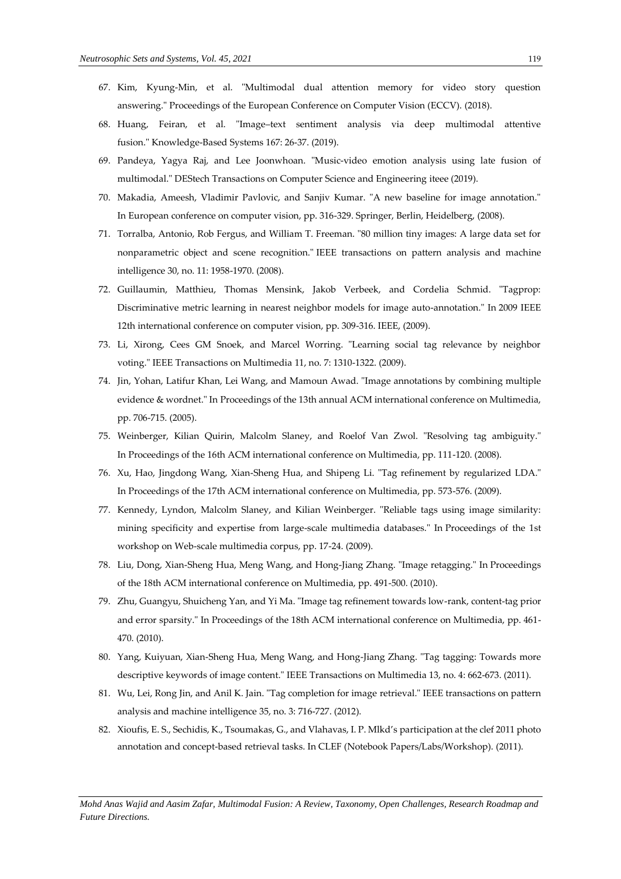67. Kim, Kyung-Min, et al. "Multimodal dual attention memory for video story question answering." Proceedings of the European Conference on Computer Vision (ECCV). (2018).
68. Huang, Feiran, et al. "Image–text sentiment analysis via deep multimodal attentive fusion." Knowledge-Based Systems 167: 26-37. (2019).
69. Pandeya, Yagya Raj, and Lee Joonwhoan. "Music-video emotion analysis using late fusion of multimodal." DEStech Transactions on Computer Science and Engineering iteee (2019).
70. Makadia, Ameesh, Vladimir Pavlovic, and Sanjiv Kumar. "A new baseline for image annotation." In European conference on computer vision, pp. 316-329. Springer, Berlin, Heidelberg, (2008).
71. Torralba, Antonio, Rob Fergus, and William T. Freeman. "80 million tiny images: A large data set for nonparametric object and scene recognition." IEEE transactions on pattern analysis and machine intelligence 30, no. 11: 1958-1970. (2008).
72. Guillaumin, Matthieu, Thomas Mensink, Jakob Verbeek, and Cordelia Schmid. "Tagprop: Discriminative metric learning in nearest neighbor models for image auto-annotation." In 2009 IEEE 12th international conference on computer vision, pp. 309-316. IEEE, (2009).
73. Li, Xirong, Cees GM Snoek, and Marcel Worring. "Learning social tag relevance by neighbor voting." IEEE Transactions on Multimedia 11, no. 7: 1310-1322. (2009).
74. Jin, Yohan, Latifur Khan, Lei Wang, and Mamoun Awad. "Image annotations by combining multiple evidence & wordnet." In Proceedings of the 13th annual ACM international conference on Multimedia, pp. 706-715. (2005).
75. Weinberger, Kilian Quirin, Malcolm Slaney, and Roelof Van Zwol. "Resolving tag ambiguity." In Proceedings of the 16th ACM international conference on Multimedia, pp. 111-120. (2008).
76. Xu, Hao, Jingdong Wang, Xian-Sheng Hua, and Shipeng Li. "Tag refinement by regularized LDA." In Proceedings of the 17th ACM international conference on Multimedia, pp. 573-576. (2009).
77. Kennedy, Lyndon, Malcolm Slaney, and Kilian Weinberger. "Reliable tags using image similarity: mining specificity and expertise from large-scale multimedia databases." In Proceedings of the 1st workshop on Web-scale multimedia corpus, pp. 17-24. (2009).
78. Liu, Dong, Xian-Sheng Hua, Meng Wang, and Hong-Jiang Zhang. "Image retagging." In Proceedings of the 18th ACM international conference on Multimedia, pp. 491-500. (2010).
79. Zhu, Guangyu, Shuicheng Yan, and Yi Ma. "Image tag refinement towards low-rank, content-tag prior and error sparsity." In Proceedings of the 18th ACM international conference on Multimedia, pp. 461-470. (2010).
80. Yang, Kuiyuan, Xian-Sheng Hua, Meng Wang, and Hong-Jiang Zhang. "Tag tagging: Towards more descriptive keywords of image content." IEEE Transactions on Multimedia 13, no. 4: 662-673. (2011).
81. Wu, Lei, Rong Jin, and Anil K. Jain. "Tag completion for image retrieval." IEEE transactions on pattern analysis and machine intelligence 35, no. 3: 716-727. (2012).
82. Xioufis, E. S., Sechidis, K., Tsoumakas, G., and Vlahavas, I. P. Mlkd's participation at the clef 2011 photo annotation and concept-based retrieval tasks. In CLEF (Notebook Papers/Labs/Workshop). (2011).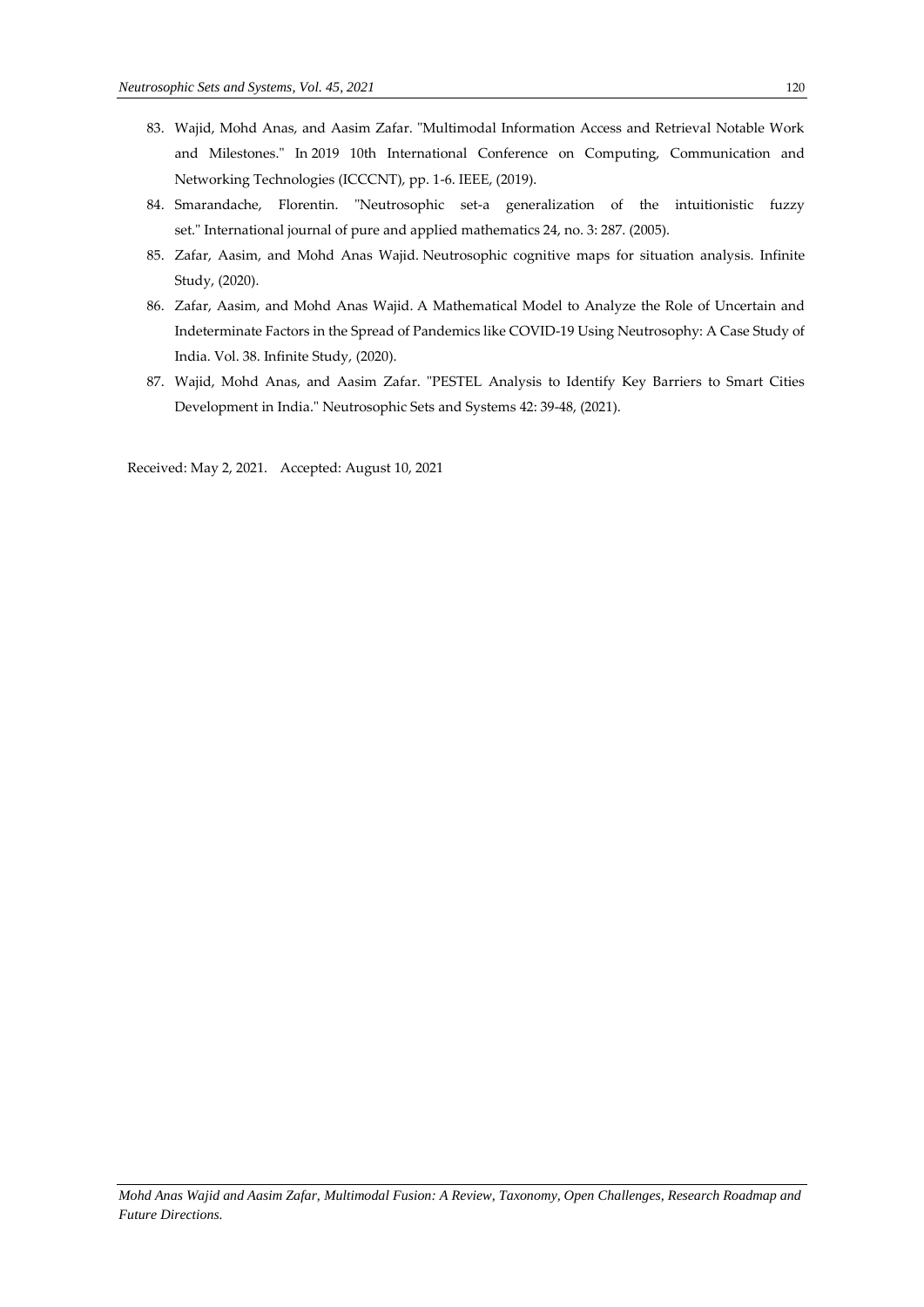83. Wajid, Mohd Anas, and Aasim Zafar. "Multimodal Information Access and Retrieval Notable Work and Milestones." In 2019 10th International Conference on Computing, Communication and Networking Technologies (ICCCNT), pp. 1-6. IEEE, (2019).
84. Smarandache, Florentin. "Neutrosophic set-a generalization of the intuitionistic fuzzy set." International journal of pure and applied mathematics 24, no. 3: 287. (2005).
85. Zafar, Aasim, and Mohd Anas Wajid. Neutrosophic cognitive maps for situation analysis. Infinite Study, (2020).
86. Zafar, Aasim, and Mohd Anas Wajid. A Mathematical Model to Analyze the Role of Uncertain and Indeterminate Factors in the Spread of Pandemics like COVID-19 Using Neutrosophy: A Case Study of India. Vol. 38. Infinite Study, (2020).
87. Wajid, Mohd Anas, and Aasim Zafar. "PESTEL Analysis to Identify Key Barriers to Smart Cities Development in India." Neutrosophic Sets and Systems 42: 39-48, (2021).

Received: May 2, 2021. Accepted: August 10, 2021